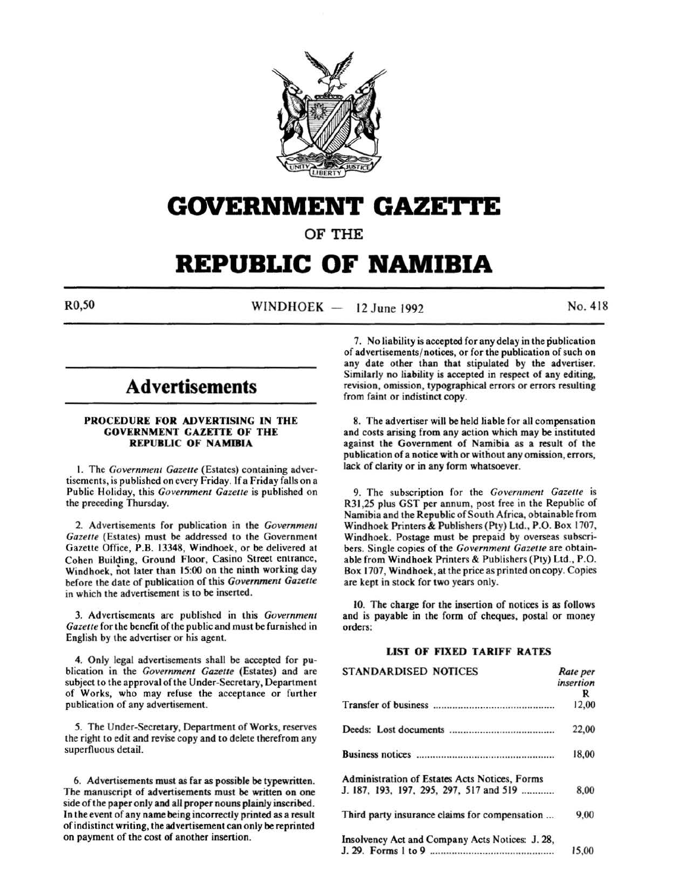# GOVERNMENT GAZETTE

OF THE

# REPUBLIC OF NAMIBIA

R0,50 WINDHOEK — 12 June 1992 No. 418

## Advertisements

### PROCEDURE FOR ADVERTISING IN THE GOVERNMENT GAZETTE OF THE REPUBLIC OF NAMIBIA

1. The *Government Gazette* (Estates) containing advertisements, is published on every Friday. If a Friday falls on a Public Holiday, this *Government Gazette* is published on the preceding Thursday.

2. Advertisements for publication in the *Government Gazette* (Estates) must be addressed to the Government Gazette Office, P.B. 13348, Windhoek, or be delivered at Cohen Building, Ground Floor, Casino Street entrance, Windhoek, not later than 15:00 on the ninth working day before the date of publication of this *Government Gazette* in which the advertisement is to be inserted.

3. Advertisements are published in this *Government Gazette* for the benefit of the public and must be furnished in English by the advertiser or his agent.

4. Only legal advertisements shall be accepted for publication in the *Government Gazette* (Estates) and are subject to the approval of the Under-Secretary, Department of Works, who may refuse the acceptance or further publication of any advertisement.

5. The Under-Secretary, Department of Works, reserves the right to edit and revise copy and to delete therefrom any superfluous detail.

6. Advertisements must as far as possible be typewritten. The manuscript of advertisements must be written on one side of the paper only and all proper nouns plainly inscribed. In the event of any name being incorrectly printed as a result of indistinct writing, the advertisement can only be reprinted on payment of the cost of another insertion.

7. No liability is accepted for any delay in the publication of advertisements/notices, or for the publication of such on any date other than that stipulated by the advertiser. Similarly no liability is accepted in respect of any editing, revision, omission, typographical errors or errors resulting from faint or indistinct copy.

8. The advertiser will be held liable for all compensation and costs arising from any action which may be instituted against the Government of Namibia as a result of the publication of a notice with or without any omission, errors, lack of clarity or in any form whatsoever.

9. The subscription for the *Government Gazette* is R31,25 plus GST per annum, post free in the Republic of Namibia and the Republic of South Africa, obtainable from Windhoek Printers & Publishers (Pty) Ltd., P.O. Box 1707, Windhoek. Postage must be prepaid by overseas subscribers. Single copies of the *Government Gazette* are obtainable from Windhoek Printers & Publishers (Pty) Ltd., P.O. Box 1707, Windhoek, at the price as printed on copy. Copies are kept in stock for two years only.

10. The charge for the insertion of notices is as follows and is payable in the form of cheques, postal or money orders:

### LIST OF FIXED TARIFF RATES

| STANDARDISED NOTICES | *Rate per insertion* R |
|---|---|
| Transfer of business | 12,00 |
| Deeds: Lost documents | 22,00 |
| Business notices | 18,00 |
| Administration of Estates Acts Notices, Forms J. 187, 193, 197, 295, 297, 517 and 519 | 8,00 |
| Third party insurance claims for compensation | 9,00 |
| Insolvency Act and Company Acts Notices: J. 28, J. 29. Forms 1 to 9 | 15,00 |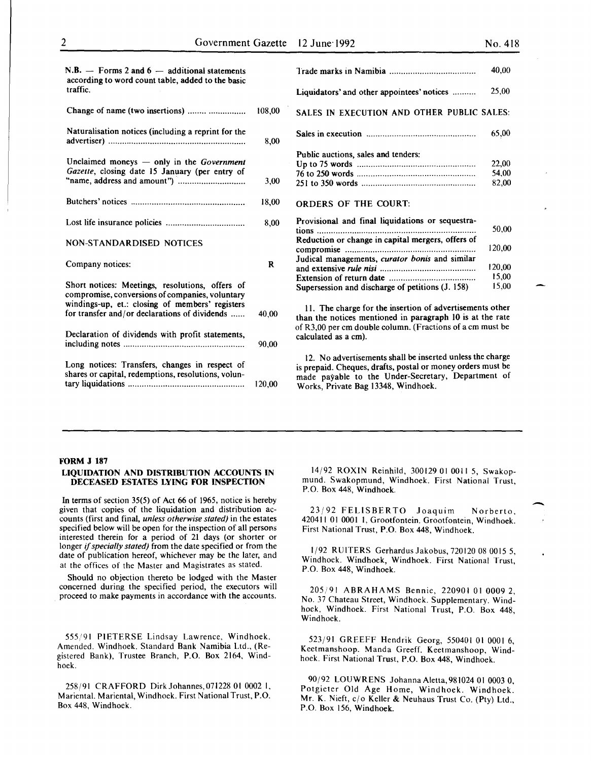N.B. — Forms 2 and 6 — additional statements according to word count table, added to the basic traffic.

| | |
|---|---|
| Change of name (two insertions) | 108,00 |
| Naturalisation notices (including a reprint for the advertiser) | 8,00 |
| Unclaimed moneys — only in the *Government Gazette*, closing date 15 January (per entry of "name, address and amount") | 3,00 |
| Butchers' notices | 18,00 |
| Lost life insurance policies | 8,00 |

NON-STANDARDISED NOTICES

| Company notices: | R |
|---|---|
| Short notices: Meetings, resolutions, offers of compromise, conversions of companies, voluntary windings-up, et.: closing of members' registers for transfer and/or declarations of dividends | 40,00 |
| Declaration of dividends with profit statements, including notes | 90,00 |
| Long notices: Transfers, changes in respect of shares or capital, redemptions, resolutions, voluntary liquidations | 120,00 |
| Trade marks in Namibia | 40,00 |
| Liquidators' and other appointees' notices | 25,00 |

SALES IN EXECUTION AND OTHER PUBLIC SALES:

| | |
|---|---|
| Sales in execution | 65,00 |
| Public auctions, sales and tenders: | |
| Up to 75 words | 22,00 |
| 76 to 250 words | 54,00 |
| 251 to 350 words | 82,00 |

ORDERS OF THE COURT:

| | |
|---|---|
| Provisional and final liquidations or sequestrations | 50,00 |
| Reduction or change in capital mergers, offers of compromise | 120,00 |
| Judical managements, *curator bonis* and similar and extensive *rule nisi* | 120,00 |
| Extension of return date | 15,00 |
| Supersession and discharge of petitions (J. 158) | 15,00 |

11. The charge for the insertion of advertisements other than the notices mentioned in paragraph 10 is at the rate of R3,00 per cm double column. (Fractions of a cm must be calculated as a cm).

12. No advertisements shall be inserted unless the charge is prepaid. Cheques, drafts, postal or money orders must be made payable to the Under-Secretary, Department of Works, Private Bag 13348, Windhoek.

---

**FORM J 187**

**LIQUIDATION AND DISTRIBUTION ACCOUNTS IN DECEASED ESTATES LYING FOR INSPECTION**

In terms of section 35(5) of Act 66 of 1965, notice is hereby given that copies of the liquidation and distribution accounts (first and final, *unless otherwise stated)* in the estates specified below will be open for the inspection of all persons interested therein for a period of 21 days (or shorter or longer *if specially stated)* from the date specified or from the date of publication hereof, whichever may be the later, and at the offices of the Master and Magistrates as stated.

Should no objection thereto be lodged with the Master concerned during the specified period, the executors will proceed to make payments in accordance with the accounts.

555/91 PIETERSE Lindsay Lawrence, Windhoek. Amended. Windhoek. Standard Bank Namibia Ltd., (Registered Bank), Trustee Branch, P.O. Box 2164, Windhoek.

258/91 CRAFFORD Dirk Johannes, 071228 01 0002 1, Mariental. Mariental, Windhoek. First National Trust, P.O. Box 448, Windhoek.

14/92 ROXIN Reinhild, 300129 01 0011 5, Swakopmund. Swakopmund, Windhoek. First National Trust, P.O. Box 448, Windhoek.

23/92 FELISBERTO Joaquim Norberto, 420411 01 0001 1, Grootfontein. Grootfontein, Windhoek. First National Trust, P.O. Box 448, Windhoek.

1/92 RUITERS Gerhardus Jakobus, 720120 08 0015 5, Windhoek. Windhoek, Windhoek. First National Trust, P.O. Box 448, Windhoek.

205/91 ABRAHAMS Bennie, 220901 01 0009 2, No. 37 Chateau Street, Windhoek. Supplementary. Windhoek, Windhoek. First National Trust, P.O. Box 448, Windhoek.

523/91 GREEFF Hendrik Georg, 550401 01 0001 6, Keetmanshoop. Manda Greeff. Keetmanshoop, Windhoek. First National Trust, P.O. Box 448, Windhoek.

90/92 LOUWRENS Johanna Aletta, 981024 01 0003 0, Potgieter Old Age Home, Windhoek. Windhoek. Mr. K. Nieft, c/o Keller & Neuhaus Trust Co. (Pty) Ltd., P.O. Box 156, Windhoek.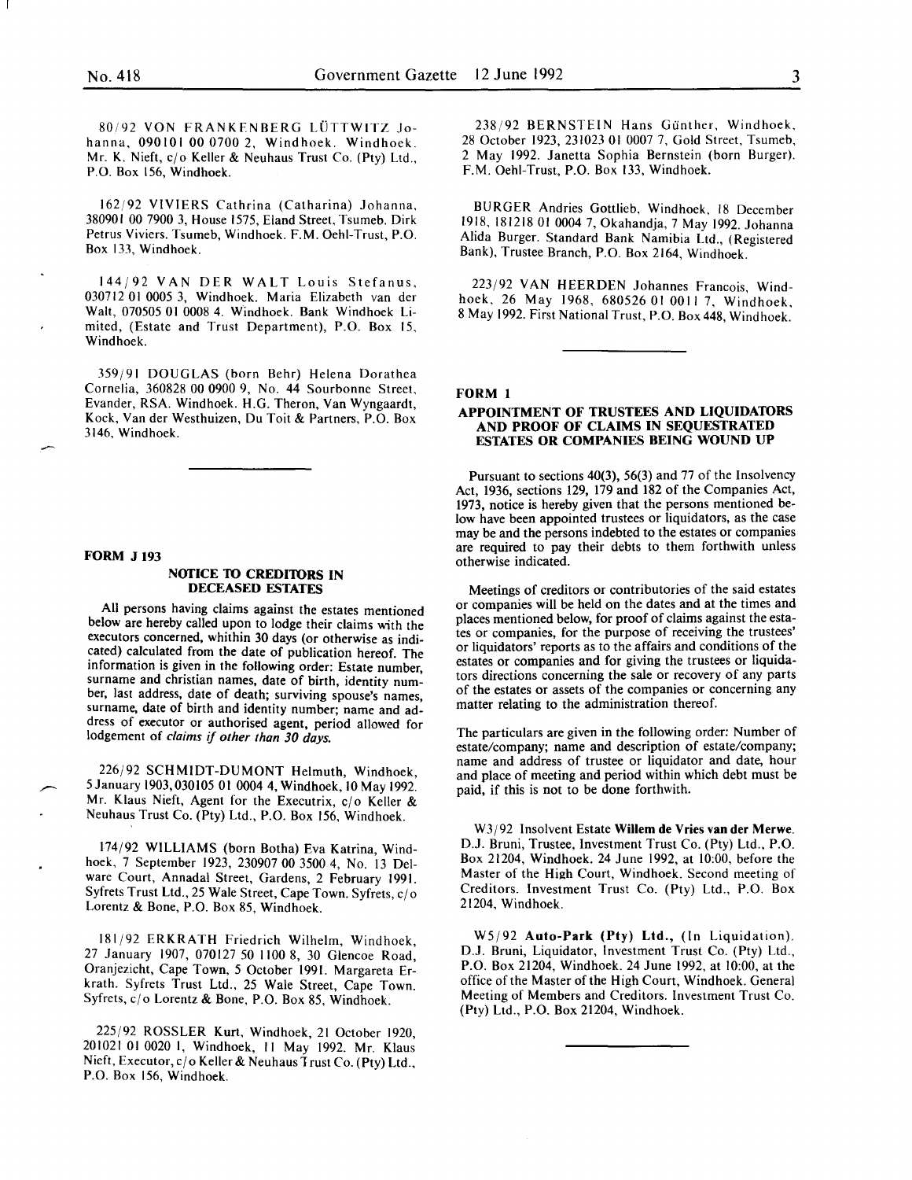80/92 VON FRANKENBERG LÜTTWITZ Johanna, 090101 00 0700 2, Windhoek. Windhoek. Mr. K. Nieft, c/o Keller & Neuhaus Trust Co. (Pty) Ltd., P.O. Box 156, Windhoek.

162/92 VIVIERS Cathrina (Catharina) Johanna, 380901 00 7900 3, House 1575, Eland Street, Tsumeb. Dirk Petrus Viviers. Tsumeb, Windhoek. F.M. Oehl-Trust, P.O. Box 133, Windhoek.

144/92 VAN DER WALT Louis Stefanus, 030712 01 0005 3, Windhoek. Maria Elizabeth van der Walt, 070505 01 0008 4. Windhoek. Bank Windhoek Limited, (Estate and Trust Department), P.O. Box 15, Windhoek.

359/91 DOUGLAS (born Behr) Helena Dorathea Cornelia, 360828 00 0900 9, No. 44 Sourbonne Street, Evander, RSA. Windhoek. H.G. Theron, Van Wyngaardt, Kock, Van der Westhuizen, Du Toit & Partners, P.O. Box 3146, Windhoek.

**FORM J 193**

## NOTICE TO CREDITORS IN DECEASED ESTATES

All persons having claims against the estates mentioned below are hereby called upon to lodge their claims with the executors concerned, whithin 30 days (or otherwise as indicated) calculated from the date of publication hereof. The information is given in the following order: Estate number, surname and christian names, date of birth, identity number, last address, date of death; surviving spouse's names, surname, date of birth and identity number; name and address of executor or authorised agent, period allowed for lodgement of *claims if other than 30 days.*

226/92 SCHMIDT-DUMONT Helmuth, Windhoek, 5 January 1903, 030105 01 0004 4, Windhoek, 10 May 1992. Mr. Klaus Nieft, Agent for the Executrix, c/o Keller & Neuhaus Trust Co. (Pty) Ltd., P.O. Box 156, Windhoek.

174/92 WILLIAMS (born Botha) Eva Katrina, Windhoek, 7 September 1923, 230907 00 3500 4, No. 13 Delware Court, Annadal Street, Gardens, 2 February 1991. Syfrets Trust Ltd., 25 Wale Street, Cape Town. Syfrets, c/o Lorentz & Bone, P.O. Box 85, Windhoek.

181/92 ERKRATH Friedrich Wilhelm, Windhoek, 27 January 1907, 070127 50 1100 8, 30 Glencoe Road, Oranjezicht, Cape Town, 5 October 1991. Margareta Erkrath. Syfrets Trust Ltd., 25 Wale Street, Cape Town. Syfrets, c/o Lorentz & Bone, P.O. Box 85, Windhoek.

225/92 ROSSLER Kurt, Windhoek, 21 October 1920, 201021 01 0020 1, Windhoek, 11 May 1992. Mr. Klaus Nieft, Executor, c/o Keller & Neuhaus Trust Co. (Pty) Ltd., P.O. Box 156, Windhoek.

238/92 BERNSTEIN Hans Günther, Windhoek, 28 October 1923, 231023 01 0007 7, Gold Street, Tsumeb, 2 May 1992. Janetta Sophia Bernstein (born Burger). F.M. Oehl-Trust, P.O. Box 133, Windhoek.

BURGER Andries Gottlieb, Windhoek, 18 December 1918, 181218 01 0004 7, Okahandja, 7 May 1992. Johanna Alida Burger. Standard Bank Namibia Ltd., (Registered Bank), Trustee Branch, P.O. Box 2164, Windhoek.

223/92 VAN HEERDEN Johannes Francois, Windhoek, 26 May 1968, 680526 01 0011 7, Windhoek, 8 May 1992. First National Trust, P.O. Box 448, Windhoek.

**FORM 1**

## APPOINTMENT OF TRUSTEES AND LIQUIDATORS AND PROOF OF CLAIMS IN SEQUESTRATED ESTATES OR COMPANIES BEING WOUND UP

Pursuant to sections 40(3), 56(3) and 77 of the Insolvency Act, 1936, sections 129, 179 and 182 of the Companies Act, 1973, notice is hereby given that the persons mentioned below have been appointed trustees or liquidators, as the case may be and the persons indebted to the estates or companies are required to pay their debts to them forthwith unless otherwise indicated.

Meetings of creditors or contributories of the said estates or companies will be held on the dates and at the times and places mentioned below, for proof of claims against the estates or companies, for the purpose of receiving the trustees' or liquidators' reports as to the affairs and conditions of the estates or companies and for giving the trustees or liquidators directions concerning the sale or recovery of any parts of the estates or assets of the companies or concerning any matter relating to the administration thereof.

The particulars are given in the following order: Number of estate/company; name and description of estate/company; name and address of trustee or liquidator and date, hour and place of meeting and period within which debt must be paid, if this is not to be done forthwith.

W3/92 Insolvent Estate **Willem de Vries van der Merwe**. D.J. Bruni, Trustee, Investment Trust Co. (Pty) Ltd., P.O. Box 21204, Windhoek. 24 June 1992, at 10:00, before the Master of the High Court, Windhoek. Second meeting of Creditors. Investment Trust Co. (Pty) Ltd., P.O. Box 21204, Windhoek.

W5/92 **Auto-Park (Pty) Ltd.,** (In Liquidation). D.J. Bruni, Liquidator, Investment Trust Co. (Pty) Ltd., P.O. Box 21204, Windhoek. 24 June 1992, at 10:00, at the office of the Master of the High Court, Windhoek. General Meeting of Members and Creditors. Investment Trust Co. (Pty) Ltd., P.O. Box 21204, Windhoek.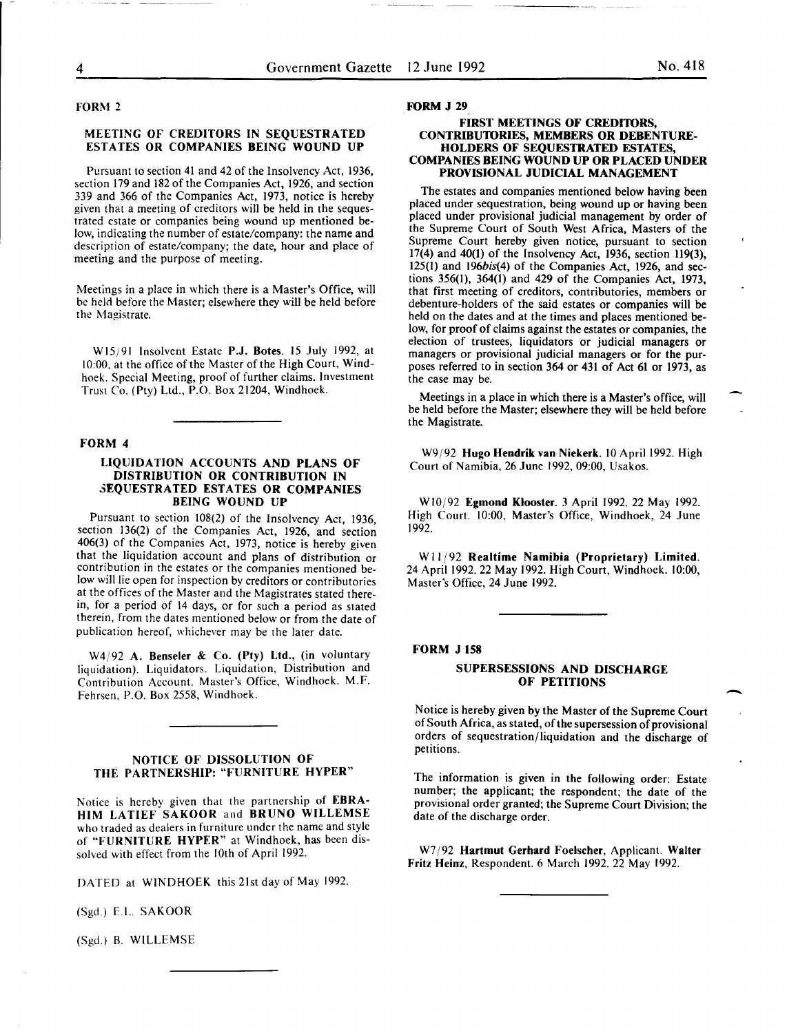## FORM 2

### MEETING OF CREDITORS IN SEQUESTRATED ESTATES OR COMPANIES BEING WOUND UP

Pursuant to section 41 and 42 of the Insolvency Act, 1936, section 179 and 182 of the Companies Act, 1926, and section 339 and 366 of the Companies Act, 1973, notice is hereby given that a meeting of creditors will be held in the sequestrated estate or companies being wound up mentioned below, indicating the number of estate/company: the name and description of estate/company; the date, hour and place of meeting and the purpose of meeting.

Meetings in a place in which there is a Master's Office, will be held before the Master; elsewhere they will be held before the Magistrate.

W15/91 Insolvent Estate **P.J. Botes**. 15 July 1992, at 10:00, at the office of the Master of the High Court, Windhoek. Special Meeting, proof of further claims. Investment Trust Co. (Pty) Ltd., P.O. Box 21204, Windhoek.

---

## FORM 4

### LIQUIDATION ACCOUNTS AND PLANS OF DISTRIBUTION OR CONTRIBUTION IN SEQUESTRATED ESTATES OR COMPANIES BEING WOUND UP

Pursuant to section 108(2) of the Insolvency Act, 1936, section 136(2) of the Companies Act, 1926, and section 406(3) of the Companies Act, 1973, notice is hereby given that the liquidation account and plans of distribution or contribution in the estates or the companies mentioned below will lie open for inspection by creditors or contributories at the offices of the Master and the Magistrates stated therein, for a period of 14 days, or for such a period as stated therein, from the dates mentioned below or from the date of publication hereof, whichever may be the later date.

W4/92 **A. Benseler & Co. (Pty) Ltd., (in voluntary liquidation).** Liquidators. Liquidation, Distribution and Contribution Account. Master's Office, Windhoek. M.F. Fehrsen, P.O. Box 2558, Windhoek.

---

### NOTICE OF DISSOLUTION OF THE PARTNERSHIP: "FURNITURE HYPER"

Notice is hereby given that the partnership of **EBRAHIM LATIEF SAKOOR** and **BRUNO WILLEMSE** who traded as dealers in furniture under the name and style of **"FURNITURE HYPER"** at Windhoek, has been dissolved with effect from the 10th of April 1992.

DATED at WINDHOEK this 21st day of May 1992.

(Sgd.) E.L. SAKOOR

(Sgd.) B. WILLEMSE

---

## FORM J 29

### FIRST MEETINGS OF CREDITORS, CONTRIBUTORIES, MEMBERS OR DEBENTURE-HOLDERS OF SEQUESTRATED ESTATES, COMPANIES BEING WOUND UP OR PLACED UNDER PROVISIONAL JUDICIAL MANAGEMENT

The estates and companies mentioned below having been placed under sequestration, being wound up or having been placed under provisional judicial management by order of the Supreme Court of South West Africa, Masters of the Supreme Court hereby given notice, pursuant to section 17(4) and 40(1) of the Insolvency Act, 1936, section 119(3), 125(1) and 196*bis*(4) of the Companies Act, 1926, and sections 356(1), 364(1) and 429 of the Companies Act, 1973, that first meeting of creditors, contributories, members or debenture-holders of the said estates or companies will be held on the dates and at the times and places mentioned below, for proof of claims against the estates or companies, the election of trustees, liquidators or judicial managers or managers or provisional judicial managers or for the purposes referred to in section 364 or 431 of Act 61 or 1973, as the case may be.

Meetings in a place in which there is a Master's office, will be held before the Master; elsewhere they will be held before the Magistrate.

W9/92 **Hugo Hendrik van Niekerk**. 10 April 1992. High Court of Namibia, 26 June 1992, 09:00, Usakos.

W10/92 **Egmond Klooster**. 3 April 1992. 22 May 1992. High Court. 10:00, Master's Office, Windhoek, 24 June 1992.

W11/92 **Realtime Namibia (Proprietary) Limited**. 24 April 1992. 22 May 1992. High Court, Windhoek. 10:00, Master's Office, 24 June 1992.

---

## FORM J 158

### SUPERSESSIONS AND DISCHARGE OF PETITIONS

Notice is hereby given by the Master of the Supreme Court of South Africa, as stated, of the supersession of provisional orders of sequestration/liquidation and the discharge of petitions.

The information is given in the following order: Estate number; the applicant; the respondent; the date of the provisional order granted; the Supreme Court Division; the date of the discharge order.

W7/92 **Hartmut Gerhard Foelscher**, Applicant. **Walter Fritz Heinz**, Respondent. 6 March 1992. 22 May 1992.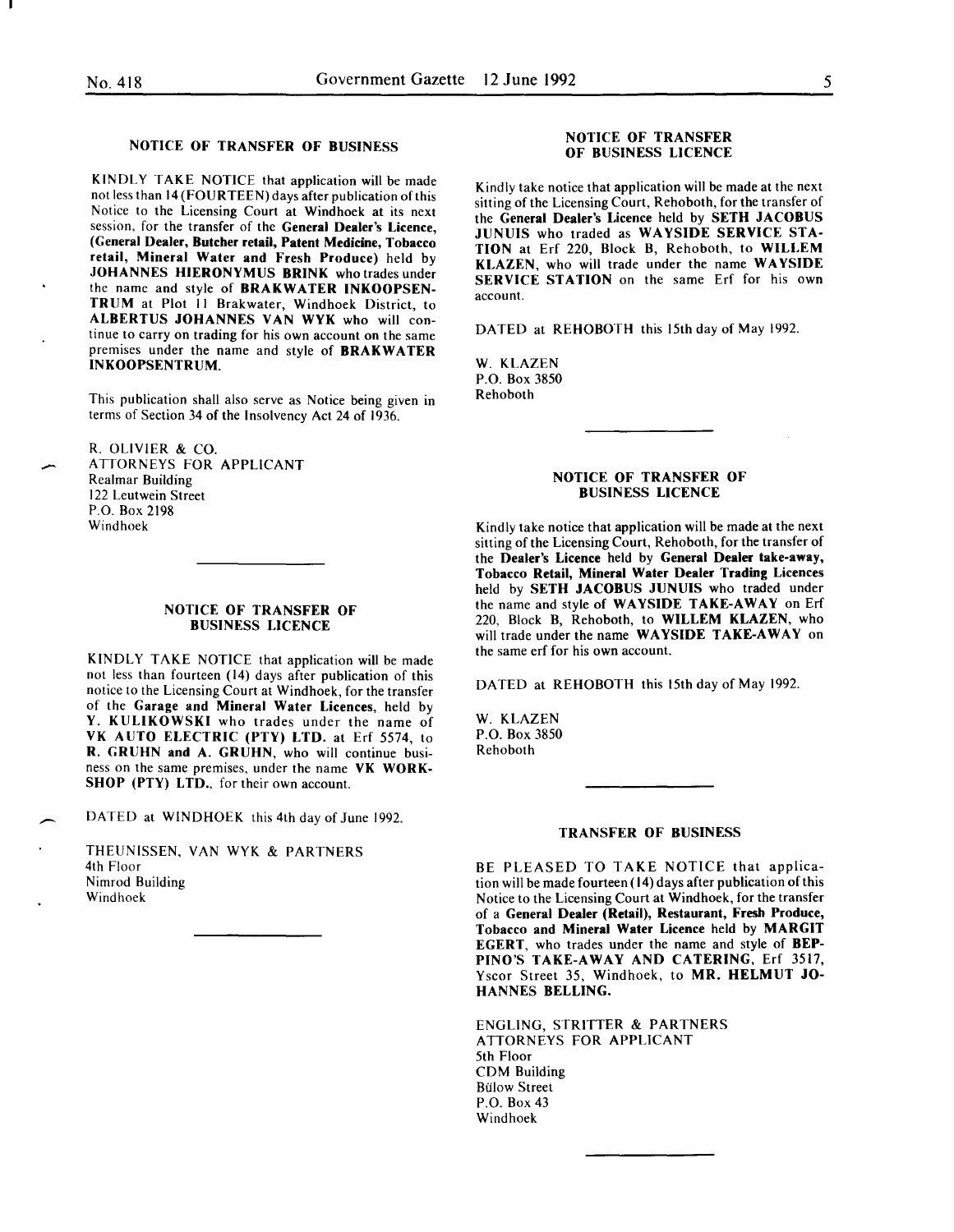### NOTICE OF TRANSFER OF BUSINESS

KINDLY TAKE NOTICE that application will be made not less than 14 (FOURTEEN) days after publication of this Notice to the Licensing Court at Windhoek at its next session, for the transfer of the **General Dealer's Licence, (General Dealer, Butcher retail, Patent Medicine, Tobacco retail, Mineral Water and Fresh Produce)** held by **JOHANNES HIERONYMUS BRINK** who trades under the name and style of **BRAKWATER INKOOPSENTRUM** at Plot 11 Brakwater, Windhoek District, to **ALBERTUS JOHANNES VAN WYK** who will continue to carry on trading for his own account on the same premises under the name and style of **BRAKWATER INKOOPSENTRUM.**

This publication shall also serve as Notice being given in terms of Section 34 of the Insolvency Act 24 of 1936.

R. OLIVIER & CO.
ATTORNEYS FOR APPLICANT
Realmar Building
122 Leutwein Street
P.O. Box 2198
Windhoek

---

### NOTICE OF TRANSFER OF BUSINESS LICENCE

KINDLY TAKE NOTICE that application will be made not less than fourteen (14) days after publication of this notice to the Licensing Court at Windhoek, for the transfer of the **Garage and Mineral Water Licences**, held by **Y. KULIKOWSKI** who trades under the name of **VK AUTO ELECTRIC (PTY) LTD.** at Erf 5574, to **R. GRUHN and A. GRUHN**, who will continue business on the same premises, under the name **VK WORKSHOP (PTY) LTD.**, for their own account.

DATED at WINDHOEK this 4th day of June 1992.

THEUNISSEN, VAN WYK & PARTNERS
4th Floor
Nimrod Building
Windhoek

---

### NOTICE OF TRANSFER OF BUSINESS LICENCE

Kindly take notice that application will be made at the next sitting of the Licensing Court, Rehoboth, for the transfer of the **General Dealer's Licence** held by **SETH JACOBUS JUNUIS** who traded as **WAYSIDE SERVICE STATION** at Erf 220, Block B, Rehoboth, to **WILLEM KLAZEN**, who will trade under the name **WAYSIDE SERVICE STATION** on the same Erf for his own account.

DATED at REHOBOTH this 15th day of May 1992.

W. KLAZEN
P.O. Box 3850
Rehoboth

---

### NOTICE OF TRANSFER OF BUSINESS LICENCE

Kindly take notice that application will be made at the next sitting of the Licensing Court, Rehoboth, for the transfer of the **Dealer's Licence** held by **General Dealer take-away, Tobacco Retail, Mineral Water Dealer Trading Licences** held by **SETH JACOBUS JUNUIS** who traded under the name and style of **WAYSIDE TAKE-AWAY** on Erf 220, Block B, Rehoboth, to **WILLEM KLAZEN**, who will trade under the name **WAYSIDE TAKE-AWAY** on the same erf for his own account.

DATED at REHOBOTH this 15th day of May 1992.

W. KLAZEN
P.O. Box 3850
Rehoboth

---

### TRANSFER OF BUSINESS

BE PLEASED TO TAKE NOTICE that application will be made fourteen (14) days after publication of this Notice to the Licensing Court at Windhoek, for the transfer of a **General Dealer (Retail), Restaurant, Fresh Produce, Tobacco and Mineral Water Licence** held by **MARGIT EGERT**, who trades under the name and style of **BEPPINO'S TAKE-AWAY AND CATERING**, Erf 3517, Yscor Street 35, Windhoek, to **MR. HELMUT JOHANNES BELLING.**

ENGLING, STRITTER & PARTNERS
ATTORNEYS FOR APPLICANT
5th Floor
CDM Building
Bülow Street
P.O. Box 43
Windhoek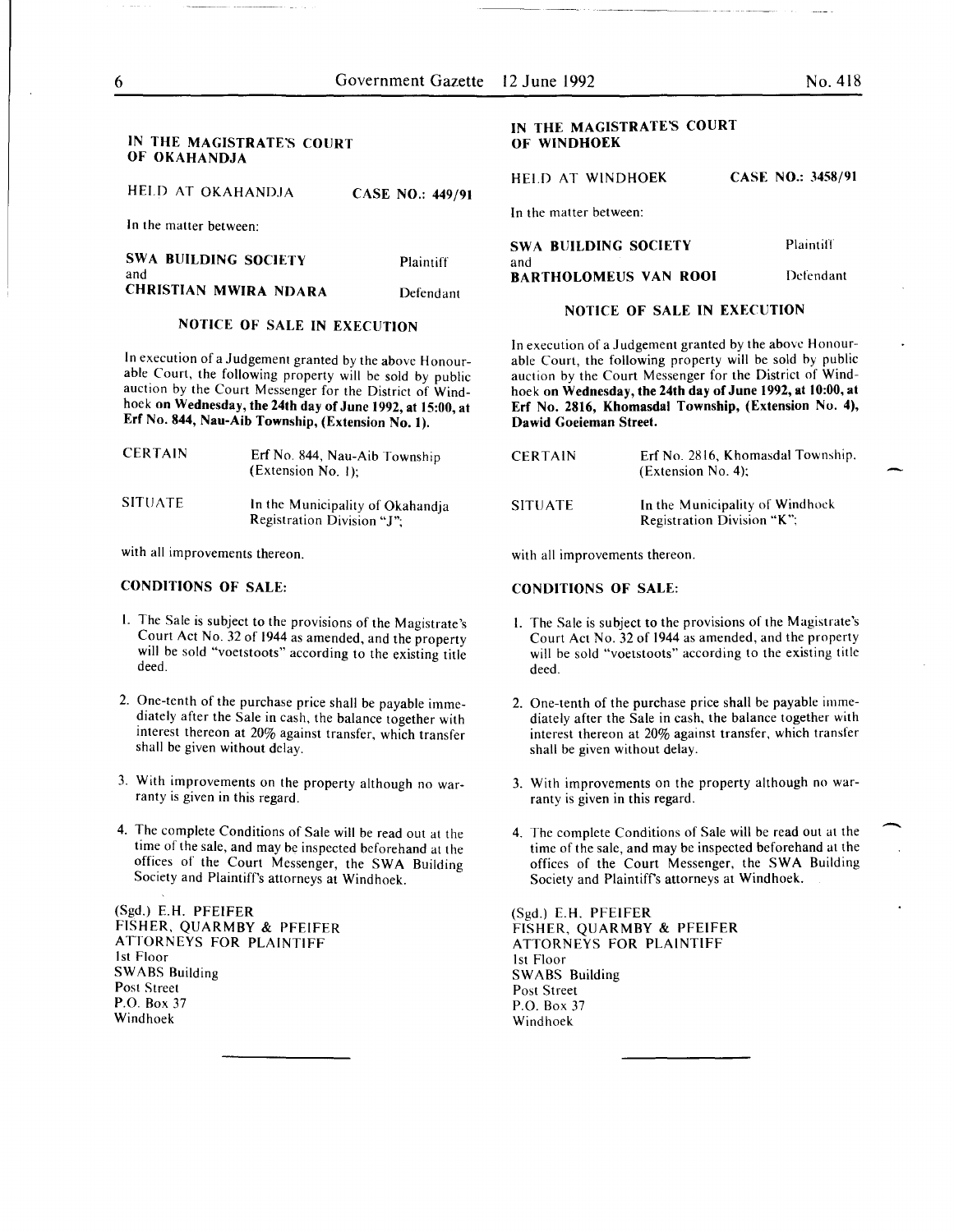## IN THE MAGISTRATE'S COURT OF OKAHANDJA

HELD AT OKAHANDJA **CASE NO.: 449/91**

In the matter between:

| | |
|---|---|
| **SWA BUILDING SOCIETY** | Plaintiff |
| and | |
| **CHRISTIAN MWIRA NDARA** | Defendant |

### NOTICE OF SALE IN EXECUTION

In execution of a Judgement granted by the above Honourable Court, the following property will be sold by public auction by the Court Messenger for the District of Windhoek **on Wednesday, the 24th day of June 1992, at 15:00, at Erf No. 844, Nau-Aib Township, (Extension No. 1).**

| | |
|---|---|
| CERTAIN | Erf No. 844, Nau-Aib Township (Extension No. 1); |
| SITUATE | In the Municipality of Okahandja Registration Division "J"; |

with all improvements thereon.

**CONDITIONS OF SALE:**

1. The Sale is subject to the provisions of the Magistrate's Court Act No. 32 of 1944 as amended, and the property will be sold "voetstoots" according to the existing title deed.
2. One-tenth of the purchase price shall be payable immediately after the Sale in cash, the balance together with interest thereon at 20% against transfer, which transfer shall be given without delay.
3. With improvements on the property although no warranty is given in this regard.
4. The complete Conditions of Sale will be read out at the time of the sale, and may be inspected beforehand at the offices of the Court Messenger, the SWA Building Society and Plaintiff's attorneys at Windhoek.

(Sgd.) E.H. PFEIFER
FISHER, QUARMBY & PFEIFER
ATTORNEYS FOR PLAINTIFF
1st Floor
SWABS Building
Post Street
P.O. Box 37
Windhoek

---

## IN THE MAGISTRATE'S COURT OF WINDHOEK

HELD AT WINDHOEK **CASE NO.: 3458/91**

In the matter between:

| | |
|---|---|
| **SWA BUILDING SOCIETY** | Plaintiff |
| and | |
| **BARTHOLOMEUS VAN ROOI** | Defendant |

### NOTICE OF SALE IN EXECUTION

In execution of a Judgement granted by the above Honourable Court, the following property will be sold by public auction by the Court Messenger for the District of Windhoek **on Wednesday, the 24th day of June 1992, at 10:00, at Erf No. 2816, Khomasdal Township, (Extension No. 4), Dawid Goeieman Street.**

| | |
|---|---|
| CERTAIN | Erf No. 2816, Khomasdal Township, (Extension No. 4); |
| SITUATE | In the Municipality of Windhoek Registration Division "K"; |

with all improvements thereon.

**CONDITIONS OF SALE:**

1. The Sale is subject to the provisions of the Magistrate's Court Act No. 32 of 1944 as amended, and the property will be sold "voetstoots" according to the existing title deed.
2. One-tenth of the purchase price shall be payable immediately after the Sale in cash, the balance together with interest thereon at 20% against transfer, which transfer shall be given without delay.
3. With improvements on the property although no warranty is given in this regard.
4. The complete Conditions of Sale will be read out at the time of the sale, and may be inspected beforehand at the offices of the Court Messenger, the SWA Building Society and Plaintiff's attorneys at Windhoek.

(Sgd.) E.H. PFEIFER
FISHER, QUARMBY & PFEIFER
ATTORNEYS FOR PLAINTIFF
1st Floor
SWABS Building
Post Street
P.O. Box 37
Windhoek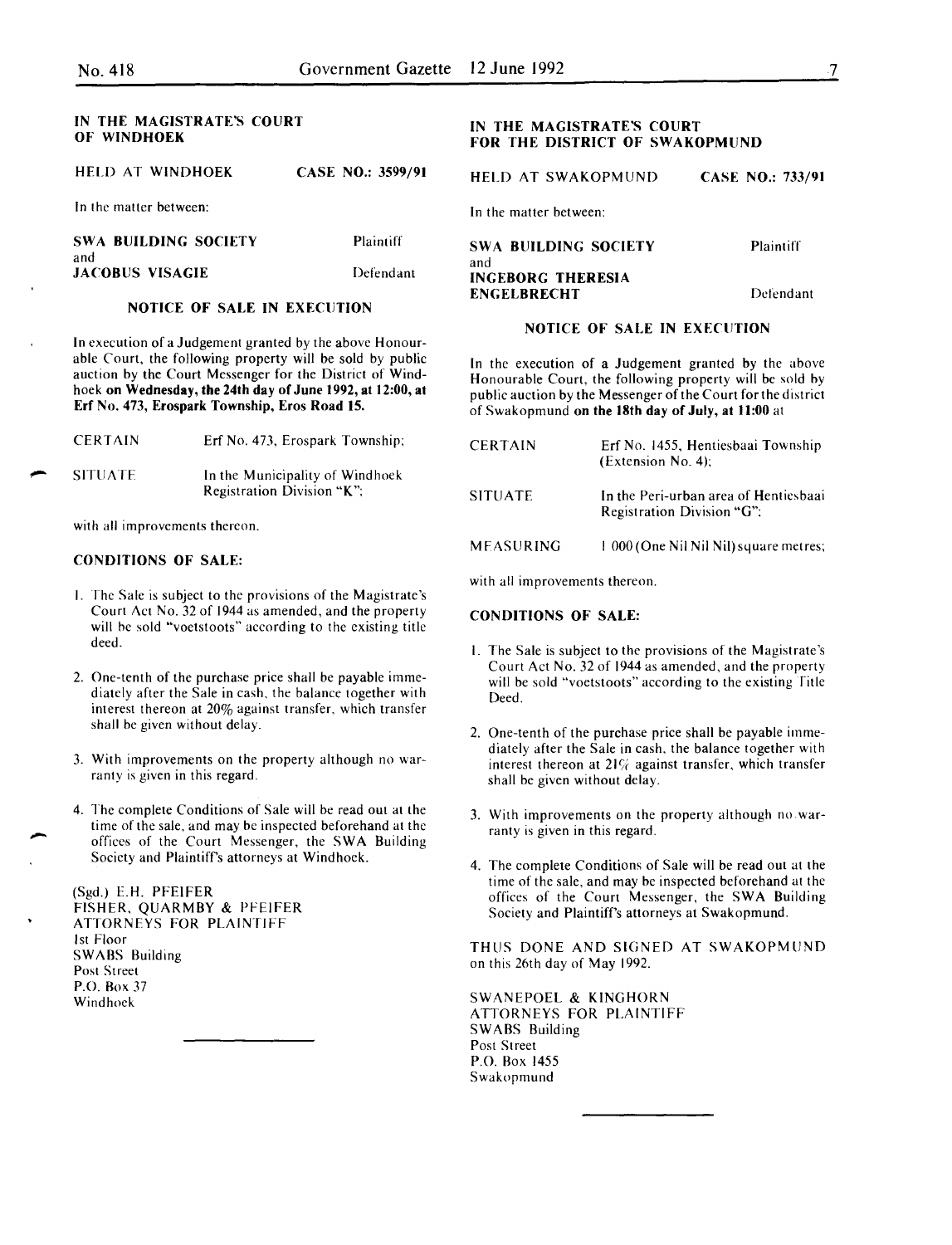## IN THE MAGISTRATE'S COURT OF WINDHOEK

HELD AT WINDHOEK — CASE NO.: 3599/91

In the matter between:

**SWA BUILDING SOCIETY** — Plaintiff
and
**JACOBUS VISAGIE** — Defendant

### NOTICE OF SALE IN EXECUTION

In execution of a Judgement granted by the above Honourable Court, the following property will be sold by public auction by the Court Messenger for the District of Windhoek **on Wednesday, the 24th day of June 1992, at 12:00, at Erf No. 473, Erospark Township, Eros Road 15.**

| | |
|---|---|
| CERTAIN | Erf No. 473, Erospark Township; |
| SITUATE | In the Municipality of Windhoek Registration Division "K"; |

with all improvements thereon.

**CONDITIONS OF SALE:**

1. The Sale is subject to the provisions of the Magistrate's Court Act No. 32 of 1944 as amended, and the property will be sold "voetstoots" according to the existing title deed.
2. One-tenth of the purchase price shall be payable immediately after the Sale in cash, the balance together with interest thereon at 20% against transfer, which transfer shall be given without delay.
3. With improvements on the property although no warranty is given in this regard.
4. The complete Conditions of Sale will be read out at the time of the sale, and may be inspected beforehand at the offices of the Court Messenger, the SWA Building Society and Plaintiff's attorneys at Windhoek.

(Sgd.) E.H. PFEIFER
FISHER, QUARMBY & PFEIFER
ATTORNEYS FOR PLAINTIFF
1st Floor
SWABS Building
Post Street
P.O. Box 37
Windhoek

---

## IN THE MAGISTRATE'S COURT FOR THE DISTRICT OF SWAKOPMUND

HELD AT SWAKOPMUND — CASE NO.: 733/91

In the matter between:

**SWA BUILDING SOCIETY** — Plaintiff
and
**INGEBORG THERESIA ENGELBRECHT** — Defendant

### NOTICE OF SALE IN EXECUTION

In the execution of a Judgement granted by the above Honourable Court, the following property will be sold by public auction by the Messenger of the Court for the district of Swakopmund **on the 18th day of July, at 11:00** at

| | |
|---|---|
| CERTAIN | Erf No. 1455, Hentiesbaai Township (Extension No. 4); |
| SITUATE | In the Peri-urban area of Hentiesbaai Registration Division "G"; |
| MEASURING | 1 000 (One Nil Nil Nil) square metres; |

with all improvements thereon.

**CONDITIONS OF SALE:**

1. The Sale is subject to the provisions of the Magistrate's Court Act No. 32 of 1944 as amended, and the property will be sold "voetstoots" according to the existing Title Deed.
2. One-tenth of the purchase price shall be payable immediately after the Sale in cash, the balance together with interest thereon at 21% against transfer, which transfer shall be given without delay.
3. With improvements on the property although no warranty is given in this regard.
4. The complete Conditions of Sale will be read out at the time of the sale, and may be inspected beforehand at the offices of the Court Messenger, the SWA Building Society and Plaintiff's attorneys at Swakopmund.

THUS DONE AND SIGNED AT SWAKOPMUND on this 26th day of May 1992.

SWANEPOEL & KINGHORN
ATTORNEYS FOR PLAINTIFF
SWABS Building
Post Street
P.O. Box 1455
Swakopmund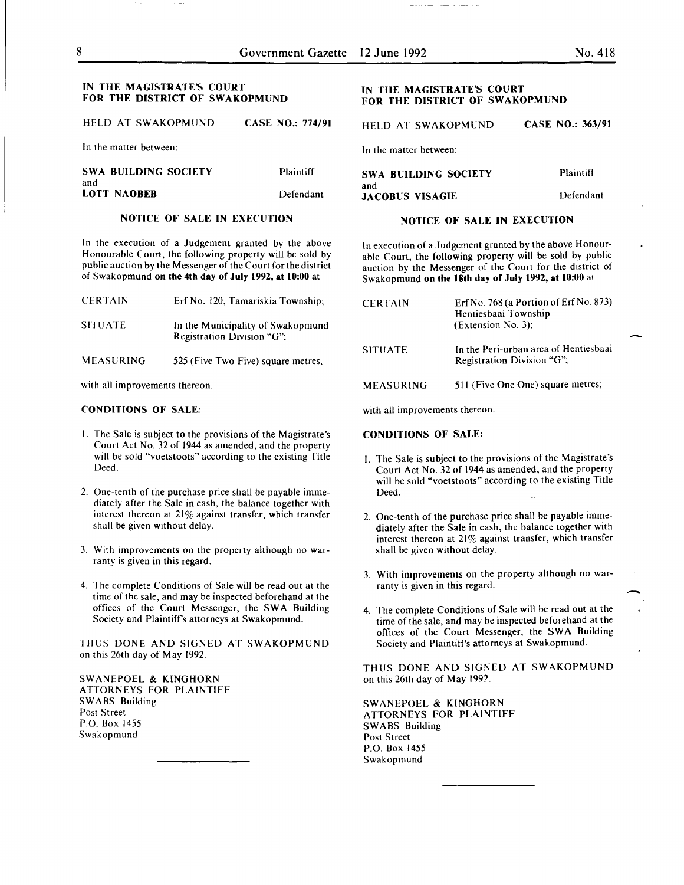## IN THE MAGISTRATE'S COURT FOR THE DISTRICT OF SWAKOPMUND

HELD AT SWAKOPMUND **CASE NO.: 774/91**

In the matter between:

**SWA BUILDING SOCIETY** Plaintiff

and

**LOTT NAOBEB** Defendant

### NOTICE OF SALE IN EXECUTION

In the execution of a Judgement granted by the above Honourable Court, the following property will be sold by public auction by the Messenger of the Court for the district of Swakopmund **on the 4th day of July 1992, at 10:00** at

| | |
|---|---|
| CERTAIN | Erf No. 120, Tamariskia Township; |
| SITUATE | In the Municipality of Swakopmund Registration Division "G"; |
| MEASURING | 525 (Five Two Five) square metres; |

with all improvements thereon.

**CONDITIONS OF SALE:**

1. The Sale is subject to the provisions of the Magistrate's Court Act No. 32 of 1944 as amended, and the property will be sold "voetstoots" according to the existing Title Deed.
2. One-tenth of the purchase price shall be payable immediately after the Sale in cash, the balance together with interest thereon at 21% against transfer, which transfer shall be given without delay.
3. With improvements on the property although no warranty is given in this regard.
4. The complete Conditions of Sale will be read out at the time of the sale, and may be inspected beforehand at the offices of the Court Messenger, the SWA Building Society and Plaintiff's attorneys at Swakopmund.

THUS DONE AND SIGNED AT SWAKOPMUND on this 26th day of May 1992.

SWANEPOEL & KINGHORN
ATTORNEYS FOR PLAINTIFF
SWABS Building
Post Street
P.O. Box 1455
Swakopmund

---

## IN THE MAGISTRATE'S COURT FOR THE DISTRICT OF SWAKOPMUND

HELD AT SWAKOPMUND **CASE NO.: 363/91**

In the matter between:

**SWA BUILDING SOCIETY** Plaintiff

and

**JACOBUS VISAGIE** Defendant

### NOTICE OF SALE IN EXECUTION

In execution of a Judgement granted by the above Honourable Court, the following property will be sold by public auction by the Messenger of the Court for the district of Swakopmund **on the 18th day of July 1992, at 10:00** at

| | |
|---|---|
| CERTAIN | Erf No. 768 (a Portion of Erf No. 873) Hentiesbaai Township (Extension No. 3); |
| SITUATE | In the Peri-urban area of Hentiesbaai Registration Division "G"; |
| MEASURING | 511 (Five One One) square metres; |

with all improvements thereon.

**CONDITIONS OF SALE:**

1. The Sale is subject to the provisions of the Magistrate's Court Act No. 32 of 1944 as amended, and the property will be sold "voetstoots" according to the existing Title Deed.
2. One-tenth of the purchase price shall be payable immediately after the Sale in cash, the balance together with interest thereon at 21% against transfer, which transfer shall be given without delay.
3. With improvements on the property although no warranty is given in this regard.
4. The complete Conditions of Sale will be read out at the time of the sale, and may be inspected beforehand at the offices of the Court Messenger, the SWA Building Society and Plaintiff's attorneys at Swakopmund.

THUS DONE AND SIGNED AT SWAKOPMUND on this 26th day of May 1992.

SWANEPOEL & KINGHORN
ATTORNEYS FOR PLAINTIFF
SWABS Building
Post Street
P.O. Box 1455
Swakopmund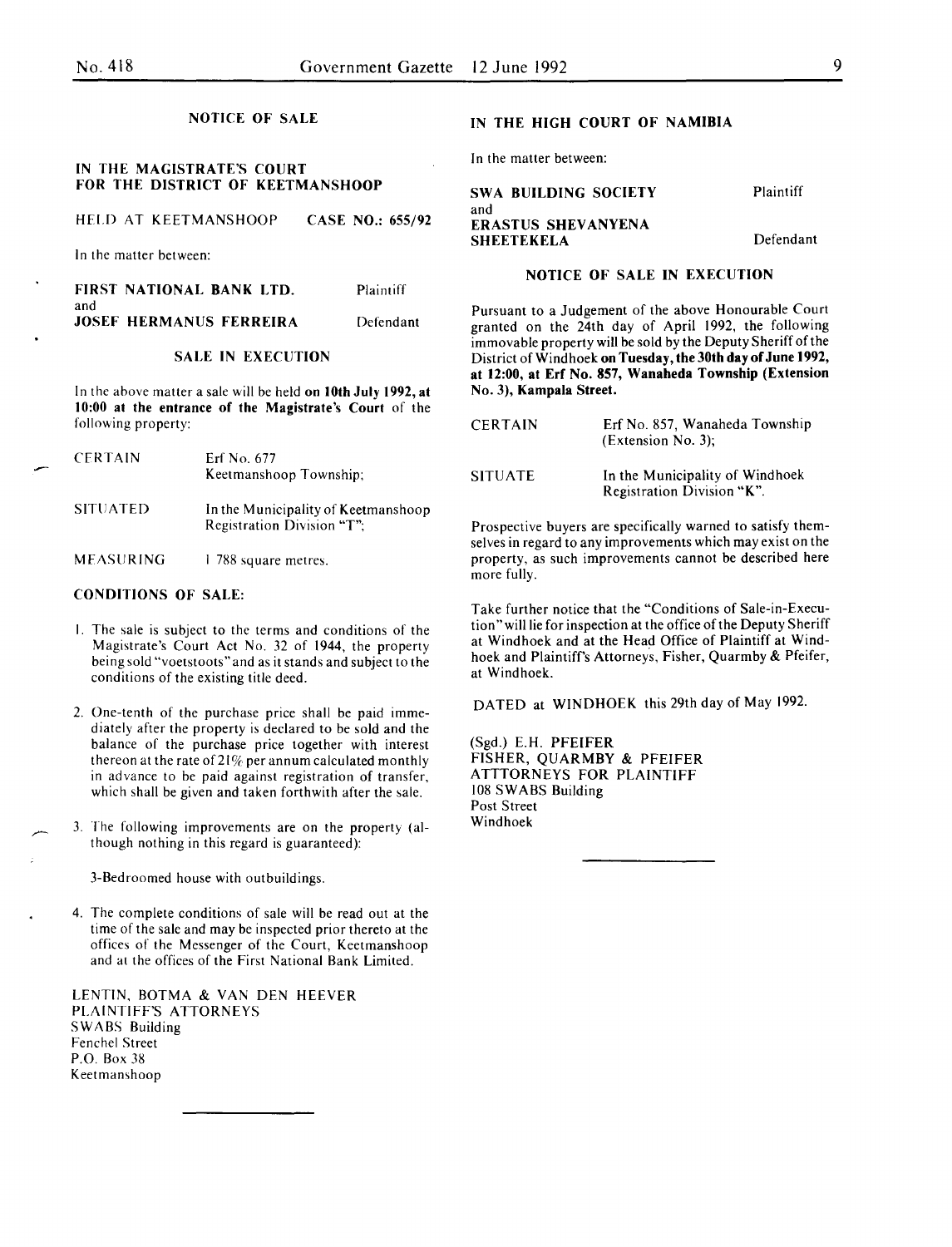## NOTICE OF SALE

### IN THE MAGISTRATE'S COURT FOR THE DISTRICT OF KEETMANSHOOP

HELD AT KEETMANSHOOP CASE NO.: 655/92

In the matter between:

**FIRST NATIONAL BANK LTD.** Plaintiff
and
**JOSEF HERMANUS FERREIRA** Defendant

### SALE IN EXECUTION

In the above matter a sale will be held **on 10th July 1992, at 10:00 at the entrance of the Magistrate's Court** of the following property:

| | |
|---|---|
| CERTAIN | Erf No. 677 Keetmanshoop Township; |
| SITUATED | In the Municipality of Keetmanshoop Registration Division "T"; |
| MEASURING | 1 788 square metres. |

**CONDITIONS OF SALE:**

1. The sale is subject to the terms and conditions of the Magistrate's Court Act No. 32 of 1944, the property being sold "voetstoots" and as it stands and subject to the conditions of the existing title deed.

2. One-tenth of the purchase price shall be paid immediately after the property is declared to be sold and the balance of the purchase price together with interest thereon at the rate of 21% per annum calculated monthly in advance to be paid against registration of transfer, which shall be given and taken forthwith after the sale.

3. The following improvements are on the property (although nothing in this regard is guaranteed):

   3-Bedroomed house with outbuildings.

4. The complete conditions of sale will be read out at the time of the sale and may be inspected prior thereto at the offices of the Messenger of the Court, Keetmanshoop and at the offices of the First National Bank Limited.

LENTIN, BOTMA & VAN DEN HEEVER
PLAINTIFF'S ATTORNEYS
SWABS Building
Fenchel Street
P.O. Box 38
Keetmanshoop

---

### IN THE HIGH COURT OF NAMIBIA

In the matter between:

**SWA BUILDING SOCIETY** Plaintiff
and
**ERASTUS SHEVANYENA SHEETEKELA** Defendant

### NOTICE OF SALE IN EXECUTION

Pursuant to a Judgement of the above Honourable Court granted on the 24th day of April 1992, the following immovable property will be sold by the Deputy Sheriff of the District of Windhoek **on Tuesday, the 30th day of June 1992, at 12:00, at Erf No. 857, Wanaheda Township (Extension No. 3), Kampala Street.**

| | |
|---|---|
| CERTAIN | Erf No. 857, Wanaheda Township (Extension No. 3); |
| SITUATE | In the Municipality of Windhoek Registration Division "K". |

Prospective buyers are specifically warned to satisfy themselves in regard to any improvements which may exist on the property, as such improvements cannot be described here more fully.

Take further notice that the "Conditions of Sale-in-Execution" will lie for inspection at the office of the Deputy Sheriff at Windhoek and at the Head Office of Plaintiff at Windhoek and Plaintiff's Attorneys, Fisher, Quarmby & Pfeifer, at Windhoek.

DATED at WINDHOEK this 29th day of May 1992.

(Sgd.) E.H. PFEIFER
FISHER, QUARMBY & PFEIFER
ATTTORNEYS FOR PLAINTIFF
108 SWABS Building
Post Street
Windhoek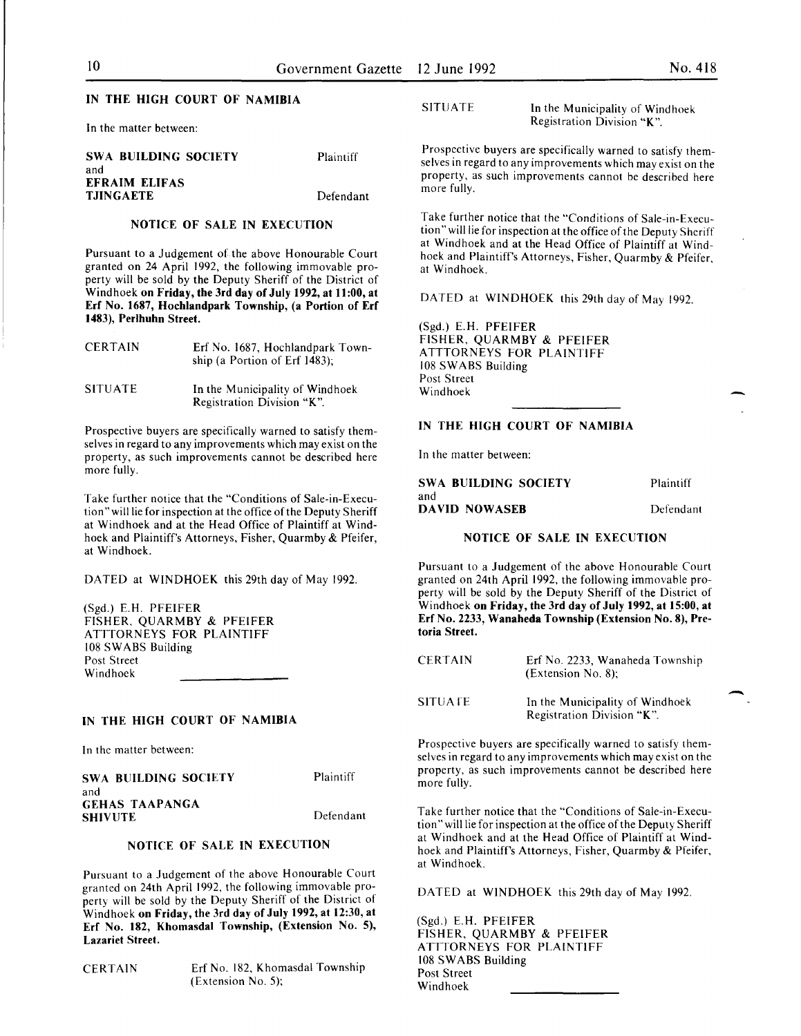## IN THE HIGH COURT OF NAMIBIA

In the matter between:

| | |
|---|---|
| **SWA BUILDING SOCIETY** | Plaintiff |
| and | |
| **EFRAIM ELIFAS TJINGAETE** | Defendant |

### NOTICE OF SALE IN EXECUTION

Pursuant to a Judgement of the above Honourable Court granted on 24 April 1992, the following immovable property will be sold by the Deputy Sheriff of the District of Windhoek **on Friday, the 3rd day of July 1992, at 11:00, at Erf No. 1687, Hochlandpark Township, (a Portion of Erf 1483), Perlhuhn Street.**

| | |
|---|---|
| CERTAIN | Erf No. 1687, Hochlandpark Township (a Portion of Erf 1483); |
| SITUATE | In the Municipality of Windhoek Registration Division "K". |

Prospective buyers are specifically warned to satisfy themselves in regard to any improvements which may exist on the property, as such improvements cannot be described here more fully.

Take further notice that the "Conditions of Sale-in-Execution" will lie for inspection at the office of the Deputy Sheriff at Windhoek and at the Head Office of Plaintiff at Windhoek and Plaintiff's Attorneys, Fisher, Quarmby & Pfeifer, at Windhoek.

DATED at WINDHOEK this 29th day of May 1992.

(Sgd.) E.H. PFEIFER
FISHER, QUARMBY & PFEIFER
ATTTORNEYS FOR PLAINTIFF
108 SWABS Building
Post Street
Windhoek

## IN THE HIGH COURT OF NAMIBIA

In the matter between:

| | |
|---|---|
| **SWA BUILDING SOCIETY** | Plaintiff |
| and | |
| **GEHAS TAAPANGA SHIVUTE** | Defendant |

### NOTICE OF SALE IN EXECUTION

Pursuant to a Judgement of the above Honourable Court granted on 24th April 1992, the following immovable property will be sold by the Deputy Sheriff of the District of Windhoek **on Friday, the 3rd day of July 1992, at 12:30, at Erf No. 182, Khomasdal Township, (Extension No. 5), Lazariet Street.**

| | |
|---|---|
| CERTAIN | Erf No. 182, Khomasdal Township (Extension No. 5); |
| SITUATE | In the Municipality of Windhoek Registration Division "K". |

Prospective buyers are specifically warned to satisfy themselves in regard to any improvements which may exist on the property, as such improvements cannot be described here more fully.

Take further notice that the "Conditions of Sale-in-Execution" will lie for inspection at the office of the Deputy Sheriff at Windhoek and at the Head Office of Plaintiff at Windhoek and Plaintiff's Attorneys, Fisher, Quarmby & Pfeifer, at Windhoek.

DATED at WINDHOEK this 29th day of May 1992.

(Sgd.) E.H. PFEIFER
FISHER, QUARMBY & PFEIFER
ATTTORNEYS FOR PLAINTIFF
108 SWABS Building
Post Street
Windhoek

## IN THE HIGH COURT OF NAMIBIA

In the matter between:

| | |
|---|---|
| **SWA BUILDING SOCIETY** | Plaintiff |
| and | |
| **DAVID NOWASEB** | Defendant |

### NOTICE OF SALE IN EXECUTION

Pursuant to a Judgement of the above Honourable Court granted on 24th April 1992, the following immovable property will be sold by the Deputy Sheriff of the District of Windhoek **on Friday, the 3rd day of July 1992, at 15:00, at Erf No. 2233, Wanaheda Township (Extension No. 8), Pretoria Street.**

| | |
|---|---|
| CERTAIN | Erf No. 2233, Wanaheda Township (Extension No. 8); |
| SITUATE | In the Municipality of Windhoek Registration Division "K". |

Prospective buyers are specifically warned to satisfy themselves in regard to any improvements which may exist on the property, as such improvements cannot be described here more fully.

Take further notice that the "Conditions of Sale-in-Execution" will lie for inspection at the office of the Deputy Sheriff at Windhoek and at the Head Office of Plaintiff at Windhoek and Plaintiff's Attorneys, Fisher, Quarmby & Pfeifer, at Windhoek.

DATED at WINDHOEK this 29th day of May 1992.

(Sgd.) E.H. PFEIFER
FISHER, QUARMBY & PFEIFER
ATTTORNEYS FOR PLAINTIFF
108 SWABS Building
Post Street
Windhoek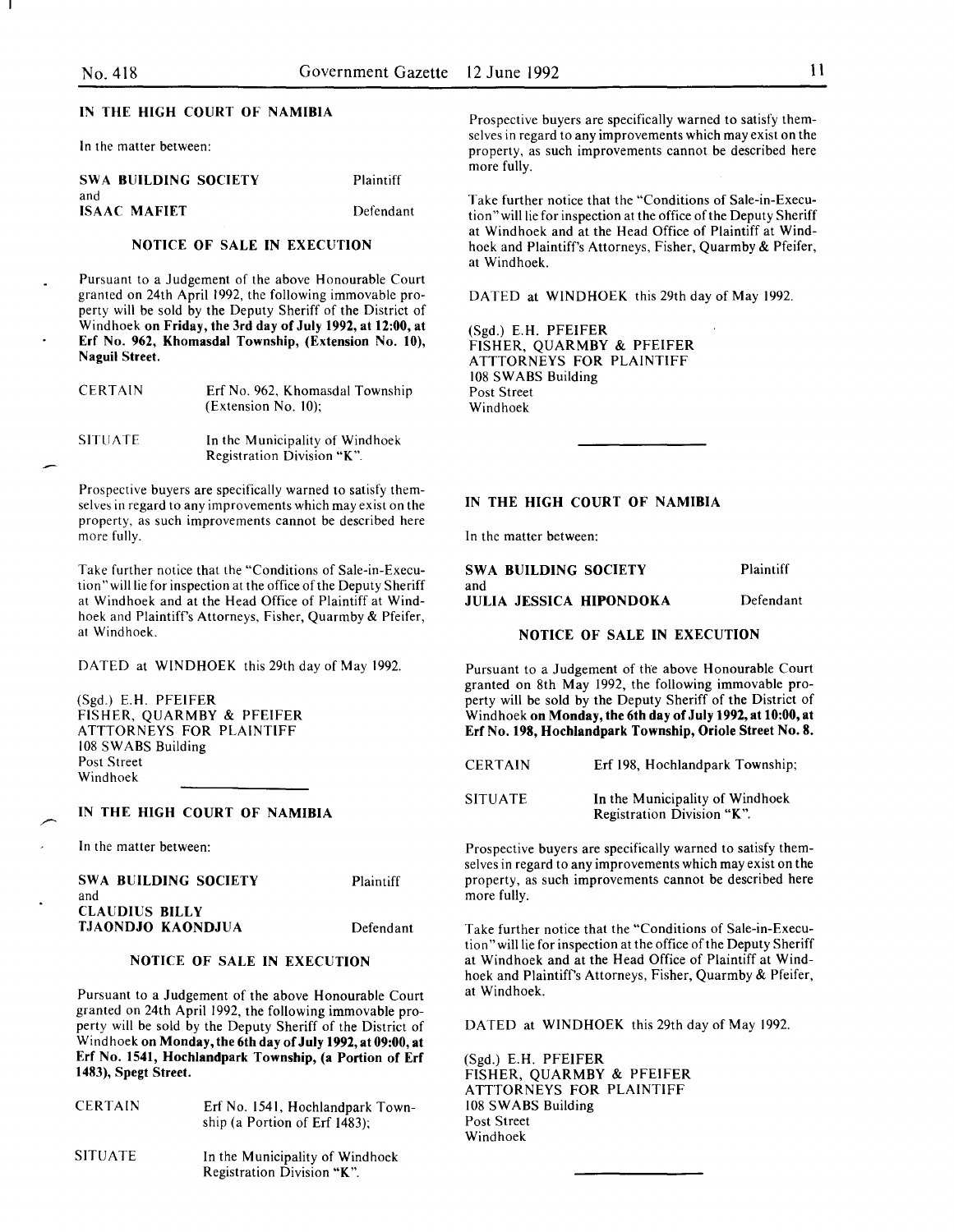## IN THE HIGH COURT OF NAMIBIA

In the matter between:

| | |
|---|---|
| **SWA BUILDING SOCIETY** | Plaintiff |
| and | |
| **ISAAC MAFIET** | Defendant |

### NOTICE OF SALE IN EXECUTION

Pursuant to a Judgement of the above Honourable Court granted on 24th April 1992, the following immovable property will be sold by the Deputy Sheriff of the District of Windhoek **on Friday, the 3rd day of July 1992, at 12:00, at Erf No. 962, Khomasdal Township, (Extension No. 10), Naguil Street.**

| | |
|---|---|
| CERTAIN | Erf No. 962, Khomasdal Township (Extension No. 10); |
| SITUATE | In the Municipality of Windhoek Registration Division "K". |

Prospective buyers are specifically warned to satisfy themselves in regard to any improvements which may exist on the property, as such improvements cannot be described here more fully.

Take further notice that the "Conditions of Sale-in-Execution" will lie for inspection at the office of the Deputy Sheriff at Windhoek and at the Head Office of Plaintiff at Windhoek and Plaintiff's Attorneys, Fisher, Quarmby & Pfeifer, at Windhoek.

DATED at WINDHOEK this 29th day of May 1992.

(Sgd.) E.H. PFEIFER
FISHER, QUARMBY & PFEIFER
ATTTORNEYS FOR PLAINTIFF
108 SWABS Building
Post Street
Windhoek

---

## IN THE HIGH COURT OF NAMIBIA

In the matter between:

| | |
|---|---|
| **SWA BUILDING SOCIETY** | Plaintiff |
| and | |
| **CLAUDIUS BILLY TJAONDJO KAONDJUA** | Defendant |

### NOTICE OF SALE IN EXECUTION

Pursuant to a Judgement of the above Honourable Court granted on 24th April 1992, the following immovable property will be sold by the Deputy Sheriff of the District of Windhoek **on Monday, the 6th day of July 1992, at 09:00, at Erf No. 1541, Hochlandpark Township, (a Portion of Erf 1483), Spegt Street.**

| | |
|---|---|
| CERTAIN | Erf No. 1541, Hochlandpark Township (a Portion of Erf 1483); |
| SITUATE | In the Municipality of Windhoek Registration Division "K". |

Prospective buyers are specifically warned to satisfy themselves in regard to any improvements which may exist on the property, as such improvements cannot be described here more fully.

Take further notice that the "Conditions of Sale-in-Execution" will lie for inspection at the office of the Deputy Sheriff at Windhoek and at the Head Office of Plaintiff at Windhoek and Plaintiff's Attorneys, Fisher, Quarmby & Pfeifer, at Windhoek.

DATED at WINDHOEK this 29th day of May 1992.

(Sgd.) E.H. PFEIFER
FISHER, QUARMBY & PFEIFER
ATTTORNEYS FOR PLAINTIFF
108 SWABS Building
Post Street
Windhoek

---

## IN THE HIGH COURT OF NAMIBIA

In the matter between:

| | |
|---|---|
| **SWA BUILDING SOCIETY** | Plaintiff |
| and | |
| **JULIA JESSICA HIPONDOKA** | Defendant |

### NOTICE OF SALE IN EXECUTION

Pursuant to a Judgement of the above Honourable Court granted on 8th May 1992, the following immovable property will be sold by the Deputy Sheriff of the District of Windhoek **on Monday, the 6th day of July 1992, at 10:00, at Erf No. 198, Hochlandpark Township, Oriole Street No. 8.**

| | |
|---|---|
| CERTAIN | Erf 198, Hochlandpark Township; |
| SITUATE | In the Municipality of Windhoek Registration Division "K". |

Prospective buyers are specifically warned to satisfy themselves in regard to any improvements which may exist on the property, as such improvements cannot be described here more fully.

Take further notice that the "Conditions of Sale-in-Execution" will lie for inspection at the office of the Deputy Sheriff at Windhoek and at the Head Office of Plaintiff at Windhoek and Plaintiff's Attorneys, Fisher, Quarmby & Pfeifer, at Windhoek.

DATED at WINDHOEK this 29th day of May 1992.

(Sgd.) E.H. PFEIFER
FISHER, QUARMBY & PFEIFER
ATTTORNEYS FOR PLAINTIFF
108 SWABS Building
Post Street
Windhoek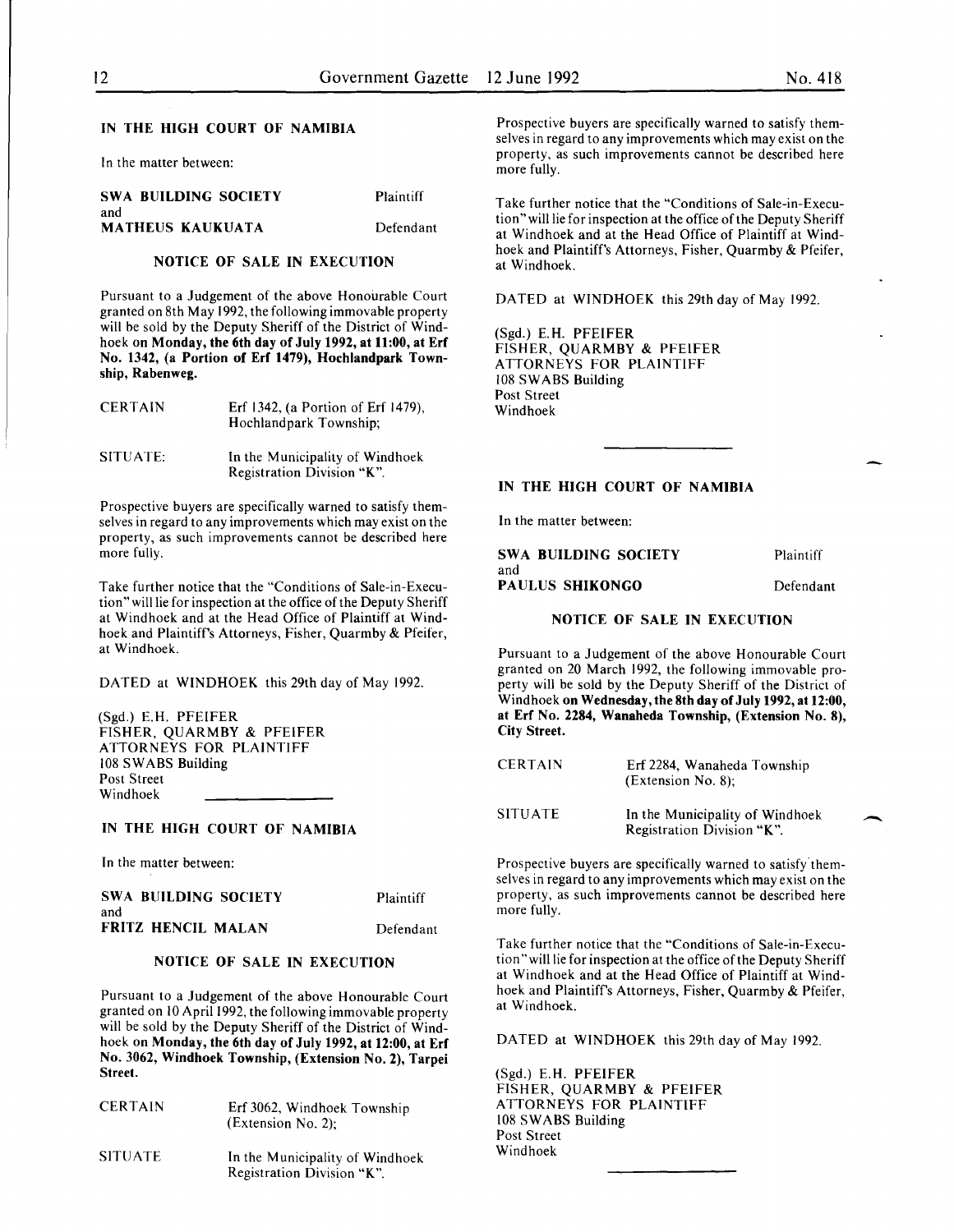## IN THE HIGH COURT OF NAMIBIA

In the matter between:

| | |
|---|---|
| **SWA BUILDING SOCIETY** | Plaintiff |
| and | |
| **MATHEUS KAUKUATA** | Defendant |

### NOTICE OF SALE IN EXECUTION

Pursuant to a Judgement of the above Honourable Court granted on 8th May 1992, the following immovable property will be sold by the Deputy Sheriff of the District of Windhoek **on Monday, the 6th day of July 1992, at 11:00, at Erf No. 1342, (a Portion of Erf 1479), Hochlandpark Township, Rabenweg.**

| | |
|---|---|
| CERTAIN | Erf 1342, (a Portion of Erf 1479), Hochlandpark Township; |
| SITUATE: | In the Municipality of Windhoek Registration Division "K". |

Prospective buyers are specifically warned to satisfy themselves in regard to any improvements which may exist on the property, as such improvements cannot be described here more fully.

Take further notice that the "Conditions of Sale-in-Execution" will lie for inspection at the office of the Deputy Sheriff at Windhoek and at the Head Office of Plaintiff at Windhoek and Plaintiff's Attorneys, Fisher, Quarmby & Pfeifer, at Windhoek.

DATED at WINDHOEK this 29th day of May 1992.

(Sgd.) E.H. PFEIFER
FISHER, QUARMBY & PFEIFER
ATTORNEYS FOR PLAINTIFF
108 SWABS Building
Post Street
Windhoek

---

## IN THE HIGH COURT OF NAMIBIA

In the matter between:

| | |
|---|---|
| **SWA BUILDING SOCIETY** | Plaintiff |
| and | |
| **FRITZ HENCIL MALAN** | Defendant |

### NOTICE OF SALE IN EXECUTION

Pursuant to a Judgement of the above Honourable Court granted on 10 April 1992, the following immovable property will be sold by the Deputy Sheriff of the District of Windhoek **on Monday, the 6th day of July 1992, at 12:00, at Erf No. 3062, Windhoek Township, (Extension No. 2), Tarpei Street.**

| | |
|---|---|
| CERTAIN | Erf 3062, Windhoek Township (Extension No. 2); |
| SITUATE | In the Municipality of Windhoek Registration Division "K". |

Prospective buyers are specifically warned to satisfy themselves in regard to any improvements which may exist on the property, as such improvements cannot be described here more fully.

Take further notice that the "Conditions of Sale-in-Execution" will lie for inspection at the office of the Deputy Sheriff at Windhoek and at the Head Office of Plaintiff at Windhoek and Plaintiff's Attorneys, Fisher, Quarmby & Pfeifer, at Windhoek.

DATED at WINDHOEK this 29th day of May 1992.

(Sgd.) E.H. PFEIFER
FISHER, QUARMBY & PFEIFER
ATTORNEYS FOR PLAINTIFF
108 SWABS Building
Post Street
Windhoek

---

## IN THE HIGH COURT OF NAMIBIA

In the matter between:

| | |
|---|---|
| **SWA BUILDING SOCIETY** | Plaintiff |
| and | |
| **PAULUS SHIKONGO** | Defendant |

### NOTICE OF SALE IN EXECUTION

Pursuant to a Judgement of the above Honourable Court granted on 20 March 1992, the following immovable property will be sold by the Deputy Sheriff of the District of Windhoek **on Wednesday, the 8th day of July 1992, at 12:00, at Erf No. 2284, Wanaheda Township, (Extension No. 8), City Street.**

| | |
|---|---|
| CERTAIN | Erf 2284, Wanaheda Township (Extension No. 8); |
| SITUATE | In the Municipality of Windhoek Registration Division "K". |

Prospective buyers are specifically warned to satisfy themselves in regard to any improvements which may exist on the property, as such improvements cannot be described here more fully.

Take further notice that the "Conditions of Sale-in-Execution" will lie for inspection at the office of the Deputy Sheriff at Windhoek and at the Head Office of Plaintiff at Windhoek and Plaintiff's Attorneys, Fisher, Quarmby & Pfeifer, at Windhoek.

DATED at WINDHOEK this 29th day of May 1992.

(Sgd.) E.H. PFEIFER
FISHER, QUARMBY & PFEIFER
ATTORNEYS FOR PLAINTIFF
108 SWABS Building
Post Street
Windhoek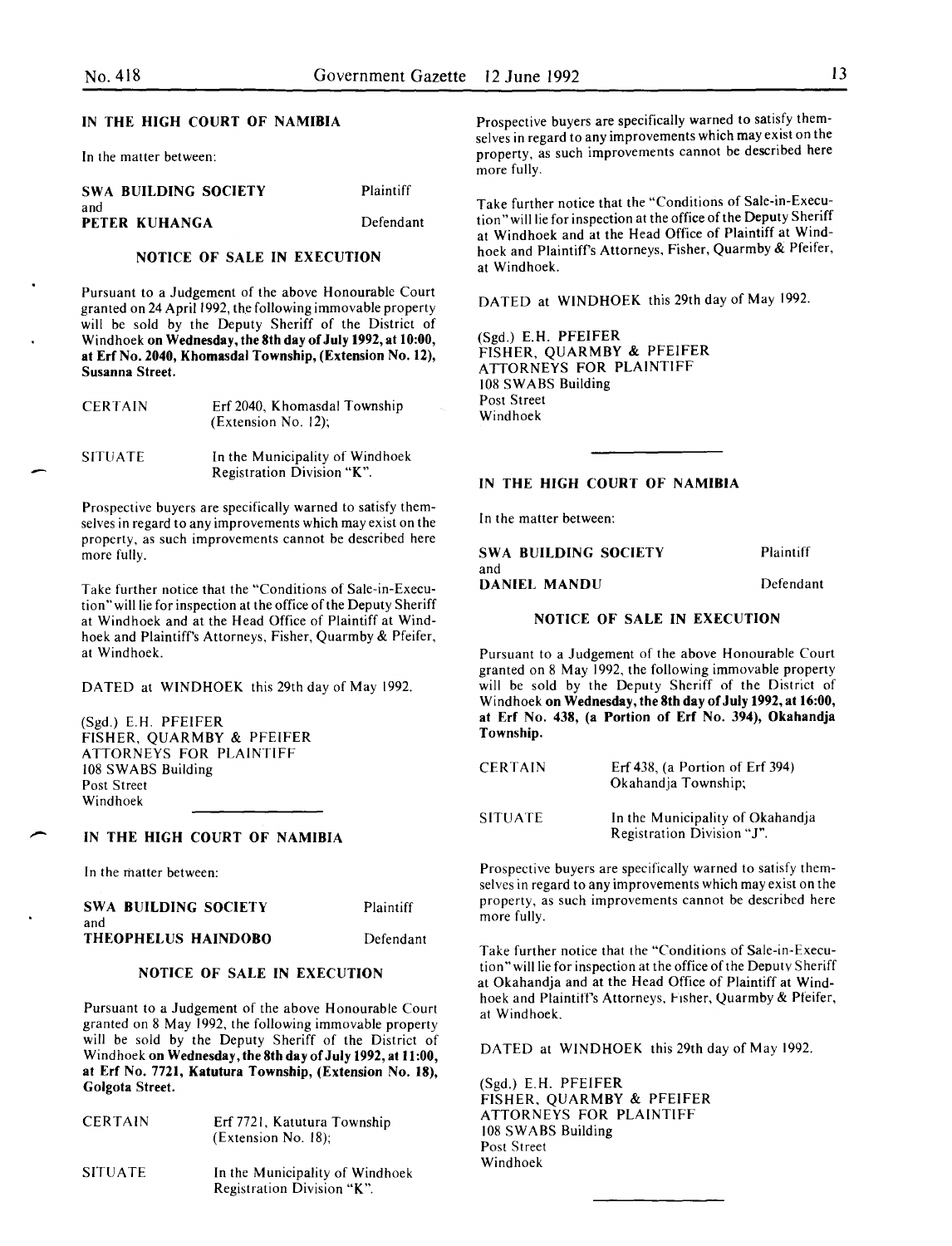## IN THE HIGH COURT OF NAMIBIA

In the matter between:

| | |
|---|---|
| **SWA BUILDING SOCIETY** | Plaintiff |
| and | |
| **PETER KUHANGA** | Defendant |

### NOTICE OF SALE IN EXECUTION

Pursuant to a Judgement of the above Honourable Court granted on 24 April 1992, the following immovable property will be sold by the Deputy Sheriff of the District of Windhoek **on Wednesday, the 8th day of July 1992, at 10:00, at Erf No. 2040, Khomasdal Township, (Extension No. 12), Susanna Street.**

| | |
|---|---|
| CERTAIN | Erf 2040, Khomasdal Township (Extension No. 12); |
| SITUATE | In the Municipality of Windhoek Registration Division "K". |

Prospective buyers are specifically warned to satisfy themselves in regard to any improvements which may exist on the property, as such improvements cannot be described here more fully.

Take further notice that the "Conditions of Sale-in-Execution" will lie for inspection at the office of the Deputy Sheriff at Windhoek and at the Head Office of Plaintiff at Windhoek and Plaintiff's Attorneys, Fisher, Quarmby & Pfeifer, at Windhoek.

DATED at WINDHOEK this 29th day of May 1992.

(Sgd.) E.H. PFEIFER
FISHER, QUARMBY & PFEIFER
ATTORNEYS FOR PLAINTIFF
108 SWABS Building
Post Street
Windhoek

## IN THE HIGH COURT OF NAMIBIA

In the matter between:

| | |
|---|---|
| **SWA BUILDING SOCIETY** | Plaintiff |
| and | |
| **THEOPHELUS HAINDOBO** | Defendant |

### NOTICE OF SALE IN EXECUTION

Pursuant to a Judgement of the above Honourable Court granted on 8 May 1992, the following immovable property will be sold by the Deputy Sheriff of the District of Windhoek **on Wednesday, the 8th day of July 1992, at 11:00, at Erf No. 7721, Katutura Township, (Extension No. 18), Golgota Street.**

| | |
|---|---|
| CERTAIN | Erf 7721, Katutura Township (Extension No. 18); |
| SITUATE | In the Municipality of Windhoek Registration Division "K". |

Prospective buyers are specifically warned to satisfy themselves in regard to any improvements which may exist on the property, as such improvements cannot be described here more fully.

Take further notice that the "Conditions of Sale-in-Execution" will lie for inspection at the office of the Deputy Sheriff at Windhoek and at the Head Office of Plaintiff at Windhoek and Plaintiff's Attorneys, Fisher, Quarmby & Pfeifer, at Windhoek.

DATED at WINDHOEK this 29th day of May 1992.

(Sgd.) E.H. PFEIFER
FISHER, QUARMBY & PFEIFER
ATTORNEYS FOR PLAINTIFF
108 SWABS Building
Post Street
Windhoek

## IN THE HIGH COURT OF NAMIBIA

In the matter between:

| | |
|---|---|
| **SWA BUILDING SOCIETY** | Plaintiff |
| and | |
| **DANIEL MANDU** | Defendant |

### NOTICE OF SALE IN EXECUTION

Pursuant to a Judgement of the above Honourable Court granted on 8 May 1992, the following immovable property will be sold by the Deputy Sheriff of the District of Windhoek **on Wednesday, the 8th day of July 1992, at 16:00, at Erf No. 438, (a Portion of Erf No. 394), Okahandja Township.**

| | |
|---|---|
| CERTAIN | Erf 438, (a Portion of Erf 394) Okahandja Township; |
| SITUATE | In the Municipality of Okahandja Registration Division "J". |

Prospective buyers are specifically warned to satisfy themselves in regard to any improvements which may exist on the property, as such improvements cannot be described here more fully.

Take further notice that the "Conditions of Sale-in-Execution" will lie for inspection at the office of the Deputy Sheriff at Okahandja and at the Head Office of Plaintiff at Windhoek and Plaintiff's Attorneys, Fisher, Quarmby & Pfeifer, at Windhoek.

DATED at WINDHOEK this 29th day of May 1992.

(Sgd.) E.H. PFEIFER
FISHER, QUARMBY & PFEIFER
ATTORNEYS FOR PLAINTIFF
108 SWABS Building
Post Street
Windhoek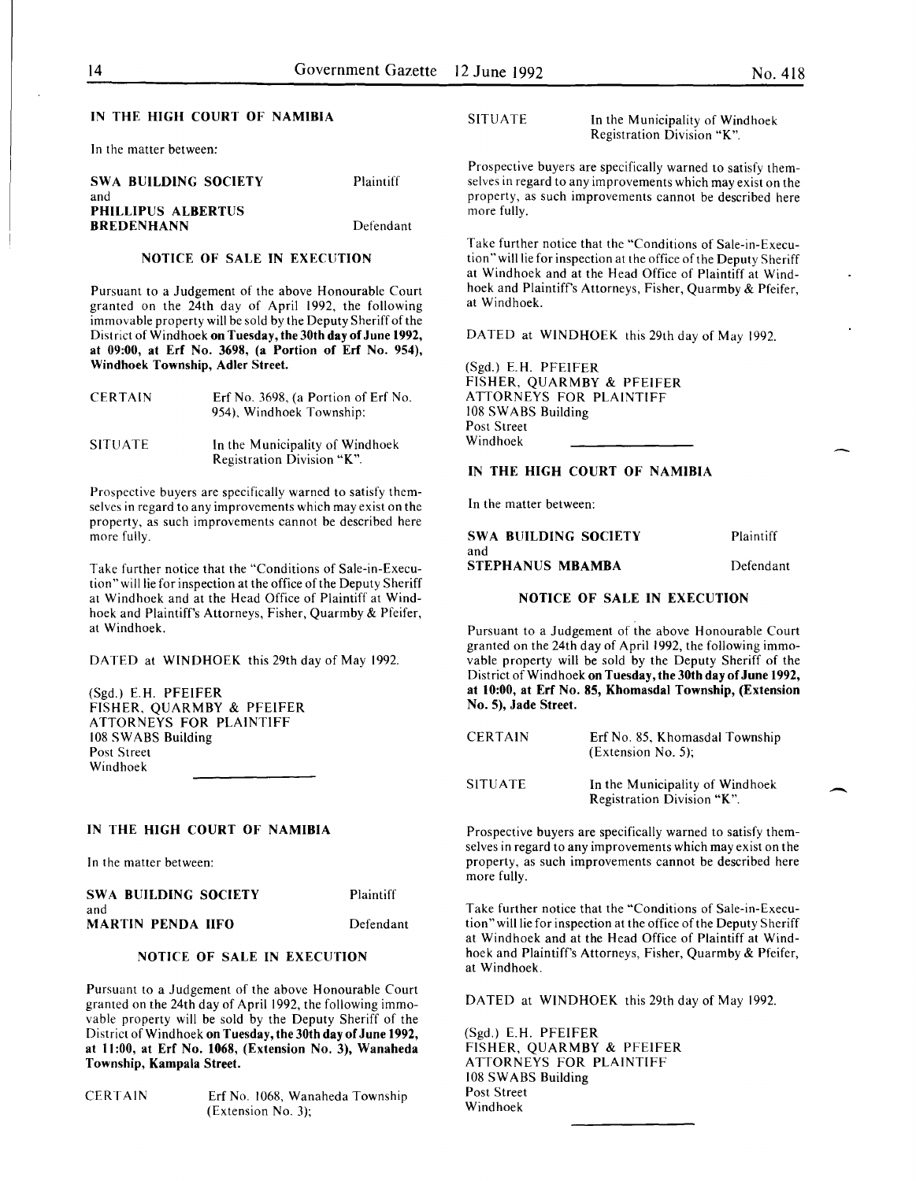## IN THE HIGH COURT OF NAMIBIA

In the matter between:

| | |
|---|---|
| **SWA BUILDING SOCIETY** | Plaintiff |
| and | |
| **PHILLIPUS ALBERTUS BREDENHANN** | Defendant |

### NOTICE OF SALE IN EXECUTION

Pursuant to a Judgement of the above Honourable Court granted on the 24th day of April 1992, the following immovable property will be sold by the Deputy Sheriff of the District of Windhoek **on Tuesday, the 30th day of June 1992, at 09:00, at Erf No. 3698, (a Portion of Erf No. 954), Windhoek Township, Adler Street.**

| | |
|---|---|
| CERTAIN | Erf No. 3698, (a Portion of Erf No. 954), Windhoek Township; |
| SITUATE | In the Municipality of Windhoek Registration Division "K". |

Prospective buyers are specifically warned to satisfy themselves in regard to any improvements which may exist on the property, as such improvements cannot be described here more fully.

Take further notice that the "Conditions of Sale-in-Execution" will lie for inspection at the office of the Deputy Sheriff at Windhoek and at the Head Office of Plaintiff at Windhoek and Plaintiff's Attorneys, Fisher, Quarmby & Pfeifer, at Windhoek.

DATED at WINDHOEK this 29th day of May 1992.

(Sgd.) E.H. PFEIFER
FISHER, QUARMBY & PFEIFER
ATTORNEYS FOR PLAINTIFF
108 SWABS Building
Post Street
Windhoek

---

## IN THE HIGH COURT OF NAMIBIA

In the matter between:

| | |
|---|---|
| **SWA BUILDING SOCIETY** | Plaintiff |
| and | |
| **MARTIN PENDA IIFO** | Defendant |

### NOTICE OF SALE IN EXECUTION

Pursuant to a Judgement of the above Honourable Court granted on the 24th day of April 1992, the following immovable property will be sold by the Deputy Sheriff of the District of Windhoek **on Tuesday, the 30th day of June 1992, at 11:00, at Erf No. 1068, (Extension No. 3), Wanaheda Township, Kampala Street.**

| | |
|---|---|
| CERTAIN | Erf No. 1068, Wanaheda Township (Extension No. 3); |
| SITUATE | In the Municipality of Windhoek Registration Division "K". |

Prospective buyers are specifically warned to satisfy themselves in regard to any improvements which may exist on the property, as such improvements cannot be described here more fully.

Take further notice that the "Conditions of Sale-in-Execution" will lie for inspection at the office of the Deputy Sheriff at Windhoek and at the Head Office of Plaintiff at Windhoek and Plaintiff's Attorneys, Fisher, Quarmby & Pfeifer, at Windhoek.

DATED at WINDHOEK this 29th day of May 1992.

(Sgd.) E.H. PFEIFER
FISHER, QUARMBY & PFEIFER
ATTORNEYS FOR PLAINTIFF
108 SWABS Building
Post Street
Windhoek

---

## IN THE HIGH COURT OF NAMIBIA

In the matter between:

| | |
|---|---|
| **SWA BUILDING SOCIETY** | Plaintiff |
| and | |
| **STEPHANUS MBAMBA** | Defendant |

### NOTICE OF SALE IN EXECUTION

Pursuant to a Judgement of the above Honourable Court granted on the 24th day of April 1992, the following immovable property will be sold by the Deputy Sheriff of the District of Windhoek **on Tuesday, the 30th day of June 1992, at 10:00, at Erf No. 85, Khomasdal Township, (Extension No. 5), Jade Street.**

| | |
|---|---|
| CERTAIN | Erf No. 85, Khomasdal Township (Extension No. 5); |
| SITUATE | In the Municipality of Windhoek Registration Division "K". |

Prospective buyers are specifically warned to satisfy themselves in regard to any improvements which may exist on the property, as such improvements cannot be described here more fully.

Take further notice that the "Conditions of Sale-in-Execution" will lie for inspection at the office of the Deputy Sheriff at Windhoek and at the Head Office of Plaintiff at Windhoek and Plaintiff's Attorneys, Fisher, Quarmby & Pfeifer, at Windhoek.

DATED at WINDHOEK this 29th day of May 1992.

(Sgd.) E.H. PFEIFER
FISHER, QUARMBY & PFEIFER
ATTORNEYS FOR PLAINTIFF
108 SWABS Building
Post Street
Windhoek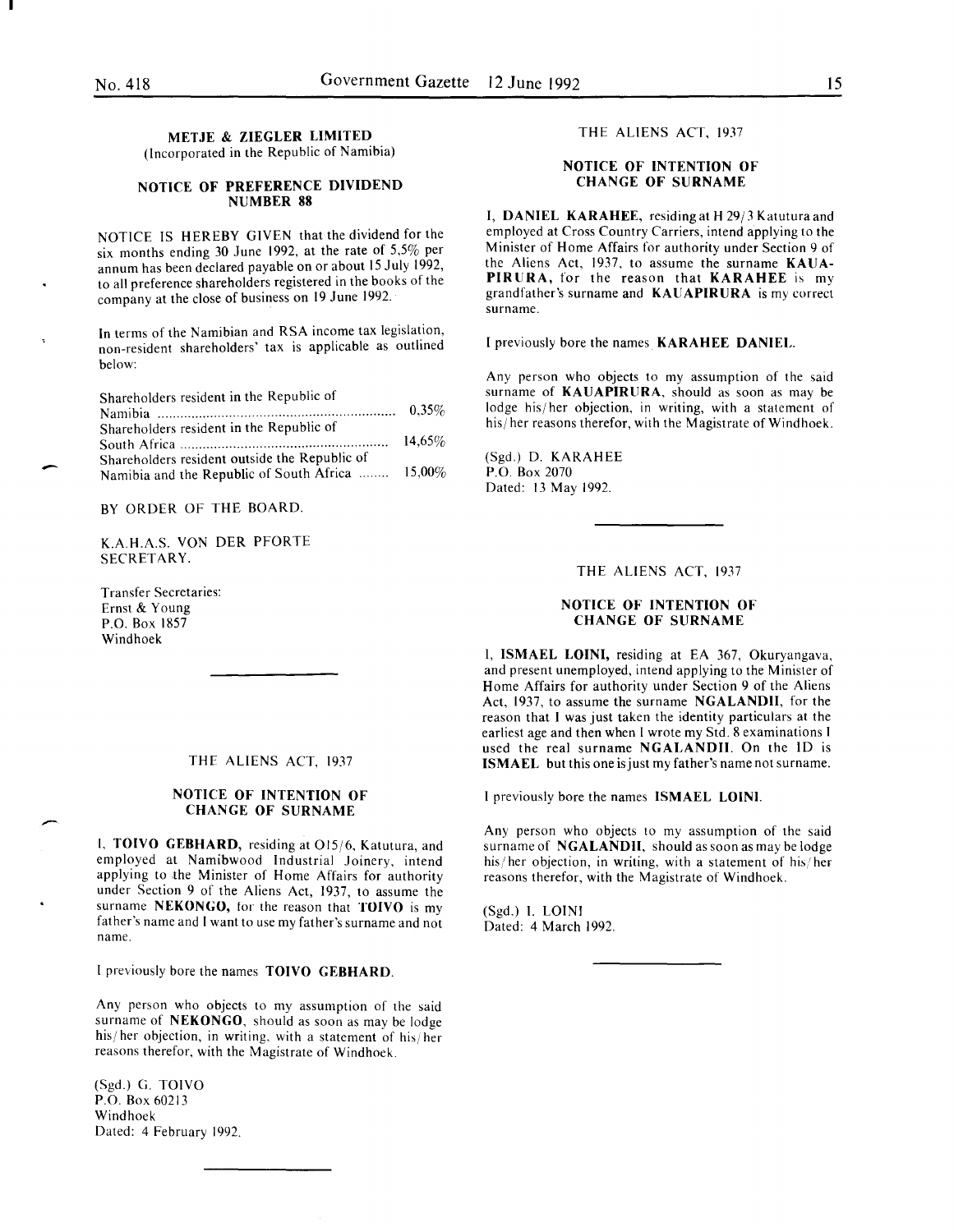**METJE & ZIEGLER LIMITED**
(Incorporated in the Republic of Namibia)

**NOTICE OF PREFERENCE DIVIDEND NUMBER 88**

NOTICE IS HEREBY GIVEN that the dividend for the six months ending 30 June 1992, at the rate of 5,5% per annum has been declared payable on or about 15 July 1992, to all preference shareholders registered in the books of the company at the close of business on 19 June 1992.

In terms of the Namibian and RSA income tax legislation, non-resident shareholders' tax is applicable as outlined below:

| | |
|---|---|
| Shareholders resident in the Republic of Namibia | 0,35% |
| Shareholders resident in the Republic of South Africa | 14,65% |
| Shareholders resident outside the Republic of Namibia and the Republic of South Africa | 15,00% |

BY ORDER OF THE BOARD.

K.A.H.A.S. VON DER PFORTE
SECRETARY.

Transfer Secretaries:
Ernst & Young
P.O. Box 1857
Windhoek

---

THE ALIENS ACT, 1937

**NOTICE OF INTENTION OF CHANGE OF SURNAME**

I, **TOIVO GEBHARD**, residing at O15/6, Katutura, and employed at Namibwood Industrial Joinery, intend applying to the Minister of Home Affairs for authority under Section 9 of the Aliens Act, 1937, to assume the surname **NEKONGO**, for the reason that **TOIVO** is my father's name and I want to use my father's surname and not name.

I previously bore the names **TOIVO GEBHARD**.

Any person who objects to my assumption of the said surname of **NEKONGO**, should as soon as may be lodge his/her objection, in writing, with a statement of his/her reasons therefor, with the Magistrate of Windhoek.

(Sgd.) G. TOIVO
P.O. Box 60213
Windhoek
Dated: 4 February 1992.

---

THE ALIENS ACT, 1937

**NOTICE OF INTENTION OF CHANGE OF SURNAME**

I, **DANIEL KARAHEE**, residing at H 29/3 Katutura and employed at Cross Country Carriers, intend applying to the Minister of Home Affairs for authority under Section 9 of the Aliens Act, 1937, to assume the surname **KAUAPIRURA**, for the reason that **KARAHEE** is my grandfather's surname and **KAUAPIRURA** is my correct surname.

I previously bore the names **KARAHEE DANIEL**.

Any person who objects to my assumption of the said surname of **KAUAPIRURA**, should as soon as may be lodge his/her objection, in writing, with a statement of his/her reasons therefor, with the Magistrate of Windhoek.

(Sgd.) D. KARAHEE
P.O. Box 2070
Dated: 13 May 1992.

---

THE ALIENS ACT, 1937

**NOTICE OF INTENTION OF CHANGE OF SURNAME**

I, **ISMAEL LOINI**, residing at EA 367, Okuryangava, and present unemployed, intend applying to the Minister of Home Affairs for authority under Section 9 of the Aliens Act, 1937, to assume the surname **NGALANDII**, for the reason that I was just taken the identity particulars at the earliest age and then when I wrote my Std. 8 examinations I used the real surname **NGALANDII**. On the ID is **ISMAEL** but this one is just my father's name not surname.

I previously bore the names **ISMAEL LOINI**.

Any person who objects to my assumption of the said surname of **NGALANDII**, should as soon as may be lodge his/her objection, in writing, with a statement of his/her reasons therefor, with the Magistrate of Windhoek.

(Sgd.) I. LOINI
Dated: 4 March 1992.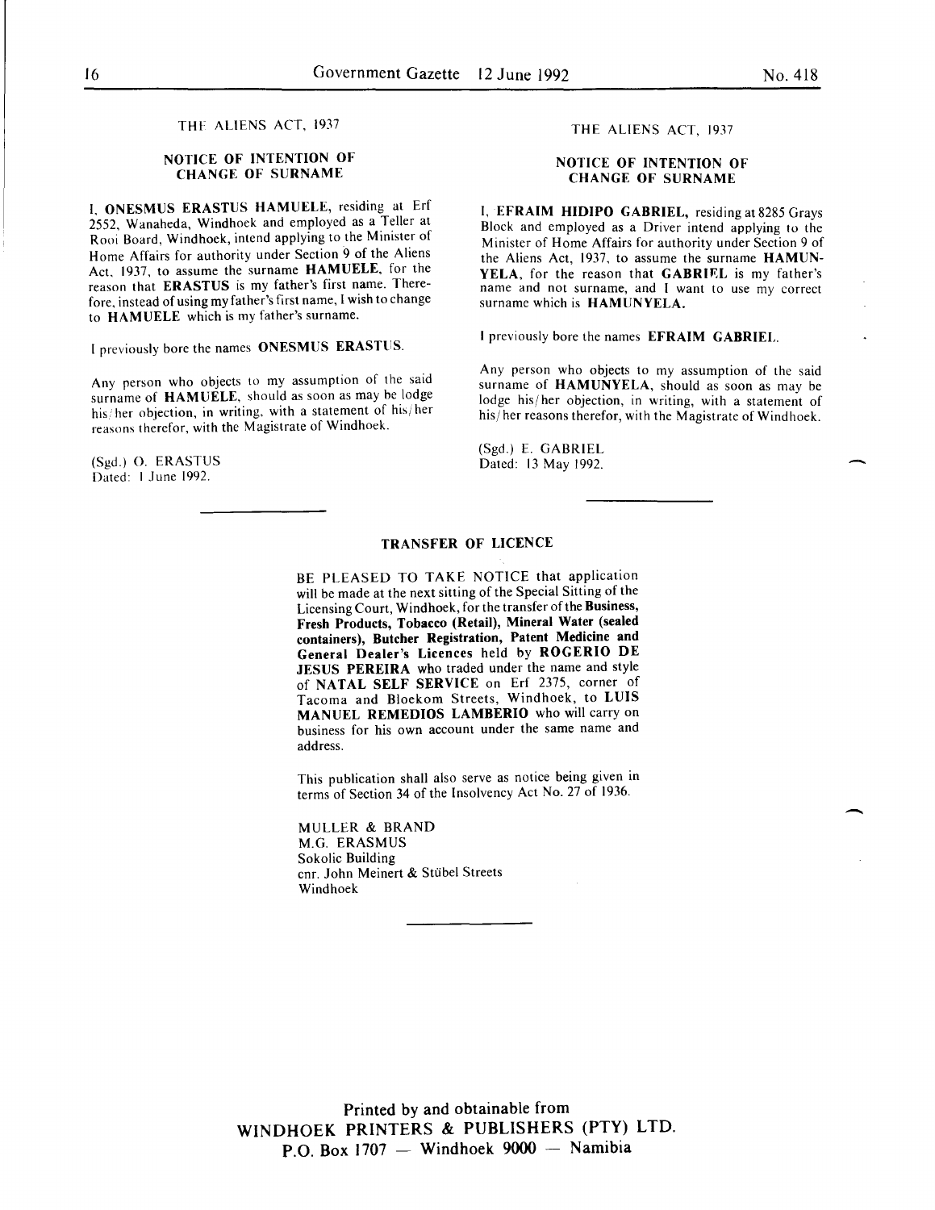THE ALIENS ACT, 1937

**NOTICE OF INTENTION OF CHANGE OF SURNAME**

I, **ONESMUS ERASTUS HAMUELE**, residing at Erf 2552, Wanaheda, Windhoek and employed as a Teller at Rooi Board, Windhoek, intend applying to the Minister of Home Affairs for authority under Section 9 of the Aliens Act, 1937, to assume the surname **HAMUELE**, for the reason that **ERASTUS** is my father's first name. Therefore, instead of using my father's first name, I wish to change to **HAMUELE** which is my father's surname.

I previously bore the names **ONESMUS ERASTUS**.

Any person who objects to my assumption of the said surname of **HAMUELE**, should as soon as may be lodge his/her objection, in writing, with a statement of his/her reasons therefor, with the Magistrate of Windhoek.

(Sgd.) O. ERASTUS
Dated: 1 June 1992.

---

THE ALIENS ACT, 1937

**NOTICE OF INTENTION OF CHANGE OF SURNAME**

I, **EFRAIM HIDIPO GABRIEL**, residing at 8285 Grays Block and employed as a Driver intend applying to the Minister of Home Affairs for authority under Section 9 of the Aliens Act, 1937, to assume the surname **HAMUNYELA**, for the reason that **GABRIEL** is my father's name and not surname, and I want to use my correct surname which is **HAMUNYELA**.

I previously bore the names **EFRAIM GABRIEL**.

Any person who objects to my assumption of the said surname of **HAMUNYELA**, should as soon as may be lodge his/her objection, in writing, with a statement of his/her reasons therefor, with the Magistrate of Windhoek.

(Sgd.) E. GABRIEL
Dated: 13 May 1992.

---

**TRANSFER OF LICENCE**

BE PLEASED TO TAKE NOTICE that application will be made at the next sitting of the Special Sitting of the Licensing Court, Windhoek, for the transfer of the **Business, Fresh Products, Tobacco (Retail), Mineral Water (sealed containers), Butcher Registration, Patent Medicine and General Dealer's Licences** held by **ROGERIO DE JESUS PEREIRA** who traded under the name and style of **NATAL SELF SERVICE** on Erf 2375, corner of Tacoma and Bloekom Streets, Windhoek, to **LUIS MANUEL REMEDIOS LAMBERIO** who will carry on business for his own account under the same name and address.

This publication shall also serve as notice being given in terms of Section 34 of the Insolvency Act No. 27 of 1936.

MULLER & BRAND
M.G. ERASMUS
Sokolic Building
cnr. John Meinert & Stübel Streets
Windhoek

---

Printed by and obtainable from
WINDHOEK PRINTERS & PUBLISHERS (PTY) LTD.
P.O. Box 1707 — Windhoek 9000 — Namibia